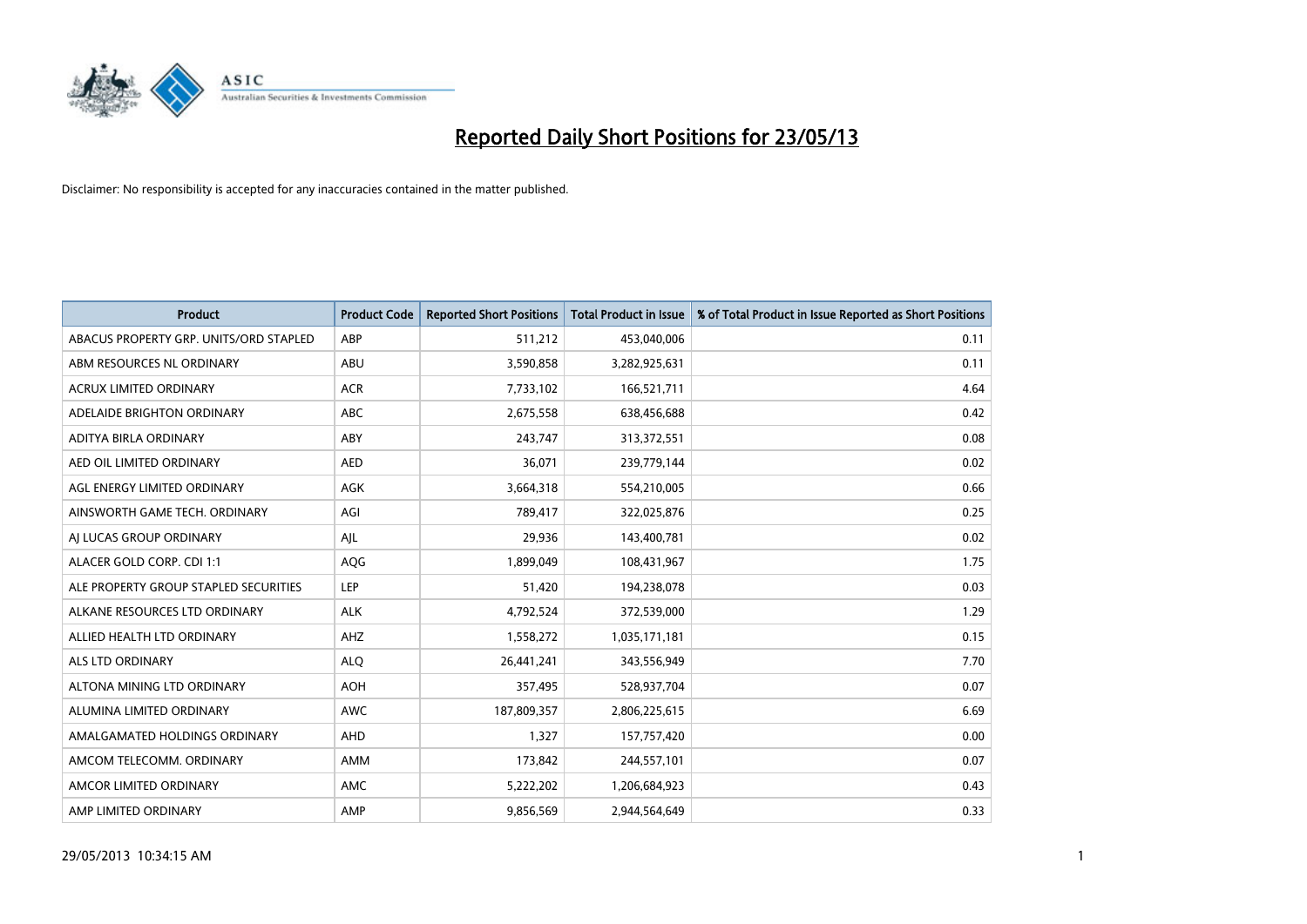# Reported Daily Short Positions for 23/05/13

Disclaimer: No responsibility is accepted for any inaccuracies contained in the matter published.

| Product | Product Code | Reported Short Positions | Total Product in Issue | % of Total Product in Issue Reported as Short Positions |
|---|---|---|---|---|
| ABACUS PROPERTY GRP. UNITS/ORD STAPLED | ABP | 511,212 | 453,040,006 | 0.11 |
| ABM RESOURCES NL ORDINARY | ABU | 3,590,858 | 3,282,925,631 | 0.11 |
| ACRUX LIMITED ORDINARY | ACR | 7,733,102 | 166,521,711 | 4.64 |
| ADELAIDE BRIGHTON ORDINARY | ABC | 2,675,558 | 638,456,688 | 0.42 |
| ADITYA BIRLA ORDINARY | ABY | 243,747 | 313,372,551 | 0.08 |
| AED OIL LIMITED ORDINARY | AED | 36,071 | 239,779,144 | 0.02 |
| AGL ENERGY LIMITED ORDINARY | AGK | 3,664,318 | 554,210,005 | 0.66 |
| AINSWORTH GAME TECH. ORDINARY | AGI | 789,417 | 322,025,876 | 0.25 |
| AJ LUCAS GROUP ORDINARY | AJL | 29,936 | 143,400,781 | 0.02 |
| ALACER GOLD CORP. CDI 1:1 | AQG | 1,899,049 | 108,431,967 | 1.75 |
| ALE PROPERTY GROUP STAPLED SECURITIES | LEP | 51,420 | 194,238,078 | 0.03 |
| ALKANE RESOURCES LTD ORDINARY | ALK | 4,792,524 | 372,539,000 | 1.29 |
| ALLIED HEALTH LTD ORDINARY | AHZ | 1,558,272 | 1,035,171,181 | 0.15 |
| ALS LTD ORDINARY | ALQ | 26,441,241 | 343,556,949 | 7.70 |
| ALTONA MINING LTD ORDINARY | AOH | 357,495 | 528,937,704 | 0.07 |
| ALUMINA LIMITED ORDINARY | AWC | 187,809,357 | 2,806,225,615 | 6.69 |
| AMALGAMATED HOLDINGS ORDINARY | AHD | 1,327 | 157,757,420 | 0.00 |
| AMCOM TELECOMM. ORDINARY | AMM | 173,842 | 244,557,101 | 0.07 |
| AMCOR LIMITED ORDINARY | AMC | 5,222,202 | 1,206,684,923 | 0.43 |
| AMP LIMITED ORDINARY | AMP | 9,856,569 | 2,944,564,649 | 0.33 |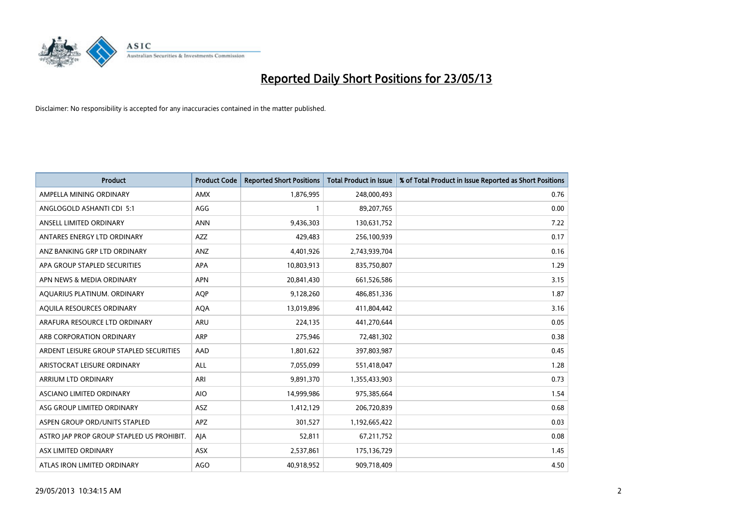# Reported Daily Short Positions for 23/05/13

Disclaimer: No responsibility is accepted for any inaccuracies contained in the matter published.

| Product | Product Code | Reported Short Positions | Total Product in Issue | % of Total Product in Issue Reported as Short Positions |
|---|---|---|---|---|
| AMPELLA MINING ORDINARY | AMX | 1,876,995 | 248,000,493 | 0.76 |
| ANGLOGOLD ASHANTI CDI 5:1 | AGG | 1 | 89,207,765 | 0.00 |
| ANSELL LIMITED ORDINARY | ANN | 9,436,303 | 130,631,752 | 7.22 |
| ANTARES ENERGY LTD ORDINARY | AZZ | 429,483 | 256,100,939 | 0.17 |
| ANZ BANKING GRP LTD ORDINARY | ANZ | 4,401,926 | 2,743,939,704 | 0.16 |
| APA GROUP STAPLED SECURITIES | APA | 10,803,913 | 835,750,807 | 1.29 |
| APN NEWS & MEDIA ORDINARY | APN | 20,841,430 | 661,526,586 | 3.15 |
| AQUARIUS PLATINUM. ORDINARY | AQP | 9,128,260 | 486,851,336 | 1.87 |
| AQUILA RESOURCES ORDINARY | AQA | 13,019,896 | 411,804,442 | 3.16 |
| ARAFURA RESOURCE LTD ORDINARY | ARU | 224,135 | 441,270,644 | 0.05 |
| ARB CORPORATION ORDINARY | ARP | 275,946 | 72,481,302 | 0.38 |
| ARDENT LEISURE GROUP STAPLED SECURITIES | AAD | 1,801,622 | 397,803,987 | 0.45 |
| ARISTOCRAT LEISURE ORDINARY | ALL | 7,055,099 | 551,418,047 | 1.28 |
| ARRIUM LTD ORDINARY | ARI | 9,891,370 | 1,355,433,903 | 0.73 |
| ASCIANO LIMITED ORDINARY | AIO | 14,999,986 | 975,385,664 | 1.54 |
| ASG GROUP LIMITED ORDINARY | ASZ | 1,412,129 | 206,720,839 | 0.68 |
| ASPEN GROUP ORD/UNITS STAPLED | APZ | 301,527 | 1,192,665,422 | 0.03 |
| ASTRO JAP PROP GROUP STAPLED US PROHIBIT. | AJA | 52,811 | 67,211,752 | 0.08 |
| ASX LIMITED ORDINARY | ASX | 2,537,861 | 175,136,729 | 1.45 |
| ATLAS IRON LIMITED ORDINARY | AGO | 40,918,952 | 909,718,409 | 4.50 |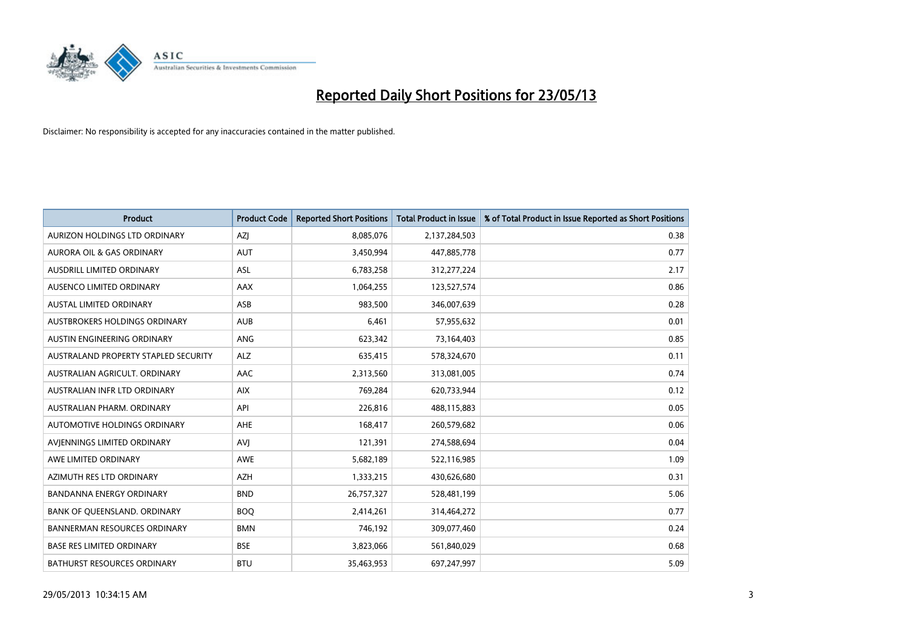# Reported Daily Short Positions for 23/05/13

Disclaimer: No responsibility is accepted for any inaccuracies contained in the matter published.

| Product | Product Code | Reported Short Positions | Total Product in Issue | % of Total Product in Issue Reported as Short Positions |
|---|---|---|---|---|
| AURIZON HOLDINGS LTD ORDINARY | AZJ | 8,085,076 | 2,137,284,503 | 0.38 |
| AURORA OIL & GAS ORDINARY | AUT | 3,450,994 | 447,885,778 | 0.77 |
| AUSDRILL LIMITED ORDINARY | ASL | 6,783,258 | 312,277,224 | 2.17 |
| AUSENCO LIMITED ORDINARY | AAX | 1,064,255 | 123,527,574 | 0.86 |
| AUSTAL LIMITED ORDINARY | ASB | 983,500 | 346,007,639 | 0.28 |
| AUSTBROKERS HOLDINGS ORDINARY | AUB | 6,461 | 57,955,632 | 0.01 |
| AUSTIN ENGINEERING ORDINARY | ANG | 623,342 | 73,164,403 | 0.85 |
| AUSTRALAND PROPERTY STAPLED SECURITY | ALZ | 635,415 | 578,324,670 | 0.11 |
| AUSTRALIAN AGRICULT. ORDINARY | AAC | 2,313,560 | 313,081,005 | 0.74 |
| AUSTRALIAN INFR LTD ORDINARY | AIX | 769,284 | 620,733,944 | 0.12 |
| AUSTRALIAN PHARM. ORDINARY | API | 226,816 | 488,115,883 | 0.05 |
| AUTOMOTIVE HOLDINGS ORDINARY | AHE | 168,417 | 260,579,682 | 0.06 |
| AVJENNINGS LIMITED ORDINARY | AVJ | 121,391 | 274,588,694 | 0.04 |
| AWE LIMITED ORDINARY | AWE | 5,682,189 | 522,116,985 | 1.09 |
| AZIMUTH RES LTD ORDINARY | AZH | 1,333,215 | 430,626,680 | 0.31 |
| BANDANNA ENERGY ORDINARY | BND | 26,757,327 | 528,481,199 | 5.06 |
| BANK OF QUEENSLAND. ORDINARY | BOQ | 2,414,261 | 314,464,272 | 0.77 |
| BANNERMAN RESOURCES ORDINARY | BMN | 746,192 | 309,077,460 | 0.24 |
| BASE RES LIMITED ORDINARY | BSE | 3,823,066 | 561,840,029 | 0.68 |
| BATHURST RESOURCES ORDINARY | BTU | 35,463,953 | 697,247,997 | 5.09 |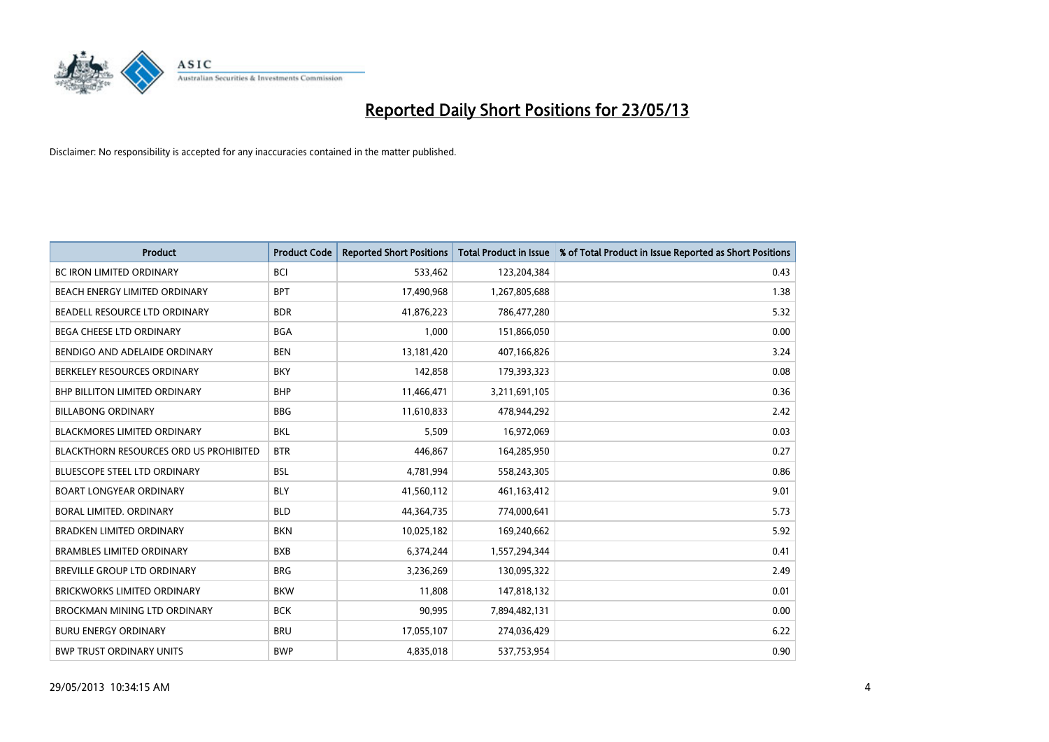# Reported Daily Short Positions for 23/05/13

Disclaimer: No responsibility is accepted for any inaccuracies contained in the matter published.

| Product | Product Code | Reported Short Positions | Total Product in Issue | % of Total Product in Issue Reported as Short Positions |
|---|---|---|---|---|
| BC IRON LIMITED ORDINARY | BCI | 533,462 | 123,204,384 | 0.43 |
| BEACH ENERGY LIMITED ORDINARY | BPT | 17,490,968 | 1,267,805,688 | 1.38 |
| BEADELL RESOURCE LTD ORDINARY | BDR | 41,876,223 | 786,477,280 | 5.32 |
| BEGA CHEESE LTD ORDINARY | BGA | 1,000 | 151,866,050 | 0.00 |
| BENDIGO AND ADELAIDE ORDINARY | BEN | 13,181,420 | 407,166,826 | 3.24 |
| BERKELEY RESOURCES ORDINARY | BKY | 142,858 | 179,393,323 | 0.08 |
| BHP BILLITON LIMITED ORDINARY | BHP | 11,466,471 | 3,211,691,105 | 0.36 |
| BILLABONG ORDINARY | BBG | 11,610,833 | 478,944,292 | 2.42 |
| BLACKMORES LIMITED ORDINARY | BKL | 5,509 | 16,972,069 | 0.03 |
| BLACKTHORN RESOURCES ORD US PROHIBITED | BTR | 446,867 | 164,285,950 | 0.27 |
| BLUESCOPE STEEL LTD ORDINARY | BSL | 4,781,994 | 558,243,305 | 0.86 |
| BOART LONGYEAR ORDINARY | BLY | 41,560,112 | 461,163,412 | 9.01 |
| BORAL LIMITED. ORDINARY | BLD | 44,364,735 | 774,000,641 | 5.73 |
| BRADKEN LIMITED ORDINARY | BKN | 10,025,182 | 169,240,662 | 5.92 |
| BRAMBLES LIMITED ORDINARY | BXB | 6,374,244 | 1,557,294,344 | 0.41 |
| BREVILLE GROUP LTD ORDINARY | BRG | 3,236,269 | 130,095,322 | 2.49 |
| BRICKWORKS LIMITED ORDINARY | BKW | 11,808 | 147,818,132 | 0.01 |
| BROCKMAN MINING LTD ORDINARY | BCK | 90,995 | 7,894,482,131 | 0.00 |
| BURU ENERGY ORDINARY | BRU | 17,055,107 | 274,036,429 | 6.22 |
| BWP TRUST ORDINARY UNITS | BWP | 4,835,018 | 537,753,954 | 0.90 |

29/05/2013 10:34:15 AM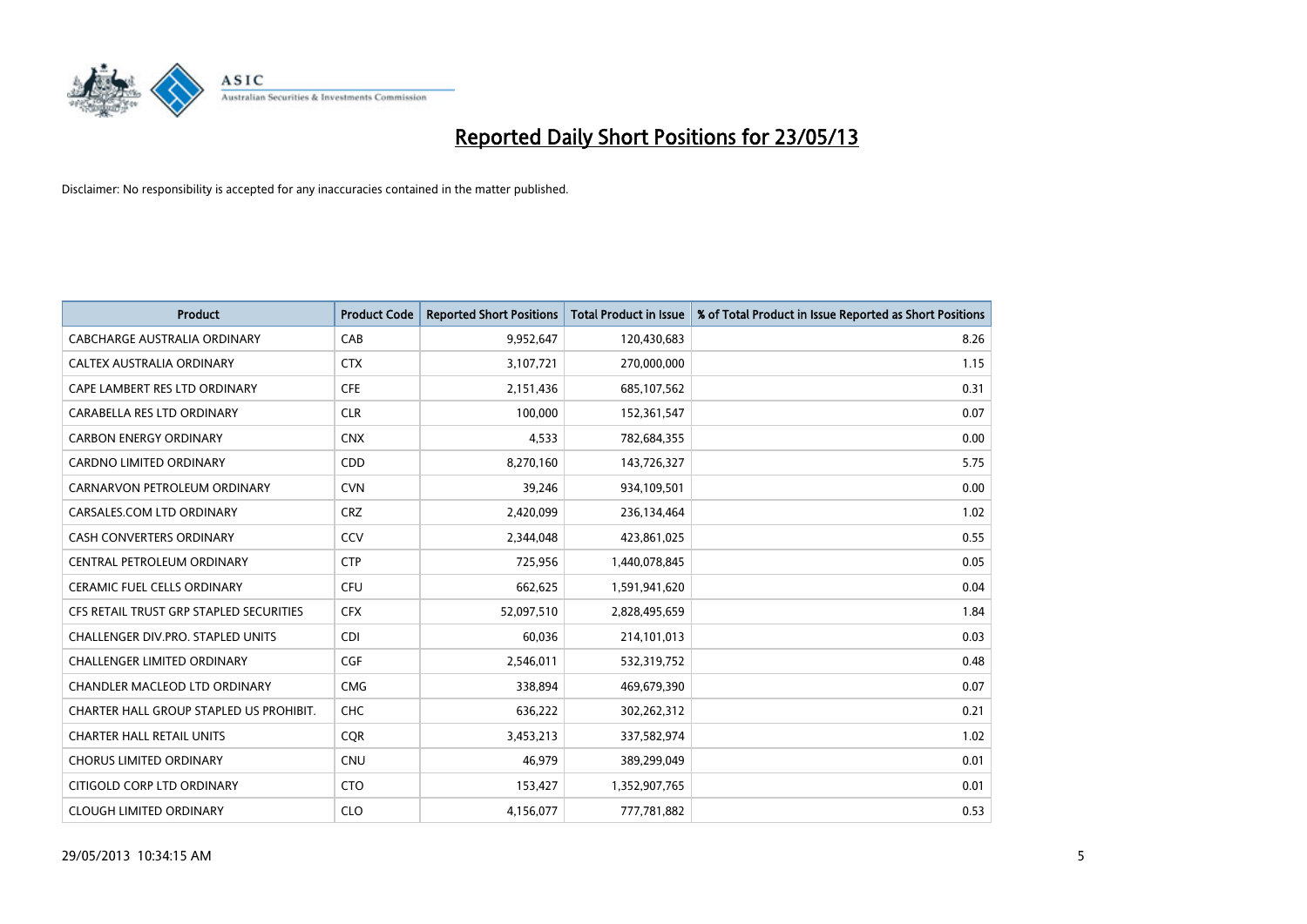# Reported Daily Short Positions for 23/05/13

Disclaimer: No responsibility is accepted for any inaccuracies contained in the matter published.

| Product | Product Code | Reported Short Positions | Total Product in Issue | % of Total Product in Issue Reported as Short Positions |
|---|---|---|---|---|
| CABCHARGE AUSTRALIA ORDINARY | CAB | 9,952,647 | 120,430,683 | 8.26 |
| CALTEX AUSTRALIA ORDINARY | CTX | 3,107,721 | 270,000,000 | 1.15 |
| CAPE LAMBERT RES LTD ORDINARY | CFE | 2,151,436 | 685,107,562 | 0.31 |
| CARABELLA RES LTD ORDINARY | CLR | 100,000 | 152,361,547 | 0.07 |
| CARBON ENERGY ORDINARY | CNX | 4,533 | 782,684,355 | 0.00 |
| CARDNO LIMITED ORDINARY | CDD | 8,270,160 | 143,726,327 | 5.75 |
| CARNARVON PETROLEUM ORDINARY | CVN | 39,246 | 934,109,501 | 0.00 |
| CARSALES.COM LTD ORDINARY | CRZ | 2,420,099 | 236,134,464 | 1.02 |
| CASH CONVERTERS ORDINARY | CCV | 2,344,048 | 423,861,025 | 0.55 |
| CENTRAL PETROLEUM ORDINARY | CTP | 725,956 | 1,440,078,845 | 0.05 |
| CERAMIC FUEL CELLS ORDINARY | CFU | 662,625 | 1,591,941,620 | 0.04 |
| CFS RETAIL TRUST GRP STAPLED SECURITIES | CFX | 52,097,510 | 2,828,495,659 | 1.84 |
| CHALLENGER DIV.PRO. STAPLED UNITS | CDI | 60,036 | 214,101,013 | 0.03 |
| CHALLENGER LIMITED ORDINARY | CGF | 2,546,011 | 532,319,752 | 0.48 |
| CHANDLER MACLEOD LTD ORDINARY | CMG | 338,894 | 469,679,390 | 0.07 |
| CHARTER HALL GROUP STAPLED US PROHIBIT. | CHC | 636,222 | 302,262,312 | 0.21 |
| CHARTER HALL RETAIL UNITS | CQR | 3,453,213 | 337,582,974 | 1.02 |
| CHORUS LIMITED ORDINARY | CNU | 46,979 | 389,299,049 | 0.01 |
| CITIGOLD CORP LTD ORDINARY | CTO | 153,427 | 1,352,907,765 | 0.01 |
| CLOUGH LIMITED ORDINARY | CLO | 4,156,077 | 777,781,882 | 0.53 |

29/05/2013 10:34:15 AM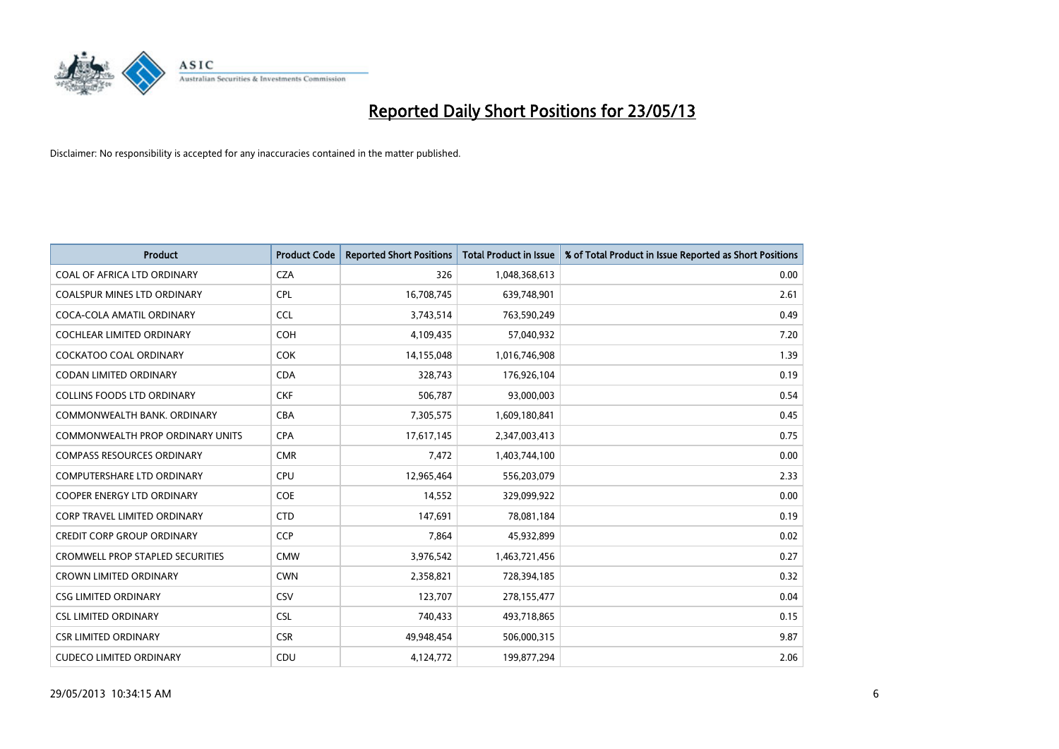# Reported Daily Short Positions for 23/05/13

Disclaimer: No responsibility is accepted for any inaccuracies contained in the matter published.

| Product | Product Code | Reported Short Positions | Total Product in Issue | % of Total Product in Issue Reported as Short Positions |
|---|---|---|---|---|
| COAL OF AFRICA LTD ORDINARY | CZA | 326 | 1,048,368,613 | 0.00 |
| COALSPUR MINES LTD ORDINARY | CPL | 16,708,745 | 639,748,901 | 2.61 |
| COCA-COLA AMATIL ORDINARY | CCL | 3,743,514 | 763,590,249 | 0.49 |
| COCHLEAR LIMITED ORDINARY | COH | 4,109,435 | 57,040,932 | 7.20 |
| COCKATOO COAL ORDINARY | COK | 14,155,048 | 1,016,746,908 | 1.39 |
| CODAN LIMITED ORDINARY | CDA | 328,743 | 176,926,104 | 0.19 |
| COLLINS FOODS LTD ORDINARY | CKF | 506,787 | 93,000,003 | 0.54 |
| COMMONWEALTH BANK. ORDINARY | CBA | 7,305,575 | 1,609,180,841 | 0.45 |
| COMMONWEALTH PROP ORDINARY UNITS | CPA | 17,617,145 | 2,347,003,413 | 0.75 |
| COMPASS RESOURCES ORDINARY | CMR | 7,472 | 1,403,744,100 | 0.00 |
| COMPUTERSHARE LTD ORDINARY | CPU | 12,965,464 | 556,203,079 | 2.33 |
| COOPER ENERGY LTD ORDINARY | COE | 14,552 | 329,099,922 | 0.00 |
| CORP TRAVEL LIMITED ORDINARY | CTD | 147,691 | 78,081,184 | 0.19 |
| CREDIT CORP GROUP ORDINARY | CCP | 7,864 | 45,932,899 | 0.02 |
| CROMWELL PROP STAPLED SECURITIES | CMW | 3,976,542 | 1,463,721,456 | 0.27 |
| CROWN LIMITED ORDINARY | CWN | 2,358,821 | 728,394,185 | 0.32 |
| CSG LIMITED ORDINARY | CSV | 123,707 | 278,155,477 | 0.04 |
| CSL LIMITED ORDINARY | CSL | 740,433 | 493,718,865 | 0.15 |
| CSR LIMITED ORDINARY | CSR | 49,948,454 | 506,000,315 | 9.87 |
| CUDECO LIMITED ORDINARY | CDU | 4,124,772 | 199,877,294 | 2.06 |

29/05/2013 10:34:15 AM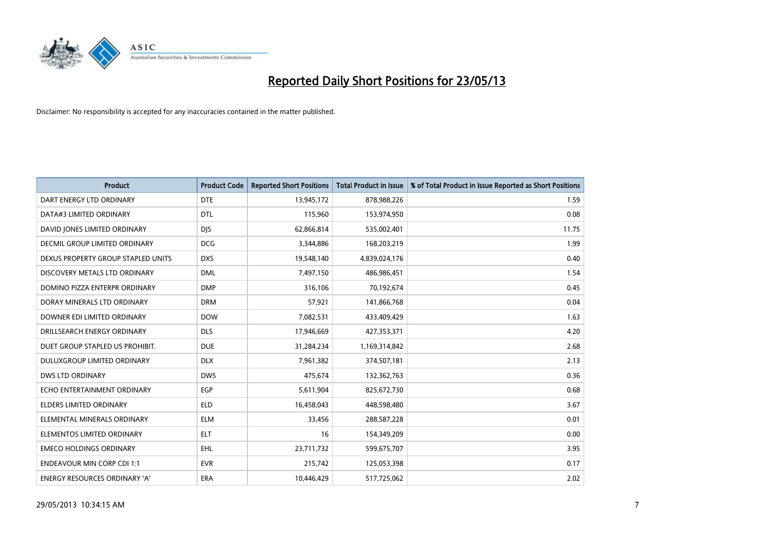# Reported Daily Short Positions for 23/05/13

Disclaimer: No responsibility is accepted for any inaccuracies contained in the matter published.

| Product | Product Code | Reported Short Positions | Total Product in Issue | % of Total Product in Issue Reported as Short Positions |
|---|---|---|---|---|
| DART ENERGY LTD ORDINARY | DTE | 13,945,172 | 878,988,226 | 1.59 |
| DATA#3 LIMITED ORDINARY | DTL | 115,960 | 153,974,950 | 0.08 |
| DAVID JONES LIMITED ORDINARY | DJS | 62,866,814 | 535,002,401 | 11.75 |
| DECMIL GROUP LIMITED ORDINARY | DCG | 3,344,886 | 168,203,219 | 1.99 |
| DEXUS PROPERTY GROUP STAPLED UNITS | DXS | 19,548,140 | 4,839,024,176 | 0.40 |
| DISCOVERY METALS LTD ORDINARY | DML | 7,497,150 | 486,986,451 | 1.54 |
| DOMINO PIZZA ENTERPR ORDINARY | DMP | 316,106 | 70,192,674 | 0.45 |
| DORAY MINERALS LTD ORDINARY | DRM | 57,921 | 141,866,768 | 0.04 |
| DOWNER EDI LIMITED ORDINARY | DOW | 7,082,531 | 433,409,429 | 1.63 |
| DRILLSEARCH ENERGY ORDINARY | DLS | 17,946,669 | 427,353,371 | 4.20 |
| DUET GROUP STAPLED US PROHIBIT. | DUE | 31,284,234 | 1,169,314,842 | 2.68 |
| DULUXGROUP LIMITED ORDINARY | DLX | 7,961,382 | 374,507,181 | 2.13 |
| DWS LTD ORDINARY | DWS | 475,674 | 132,362,763 | 0.36 |
| ECHO ENTERTAINMENT ORDINARY | EGP | 5,611,904 | 825,672,730 | 0.68 |
| ELDERS LIMITED ORDINARY | ELD | 16,458,043 | 448,598,480 | 3.67 |
| ELEMENTAL MINERALS ORDINARY | ELM | 33,456 | 288,587,228 | 0.01 |
| ELEMENTOS LIMITED ORDINARY | ELT | 16 | 154,349,209 | 0.00 |
| EMECO HOLDINGS ORDINARY | EHL | 23,711,732 | 599,675,707 | 3.95 |
| ENDEAVOUR MIN CORP CDI 1:1 | EVR | 215,742 | 125,053,398 | 0.17 |
| ENERGY RESOURCES ORDINARY 'A' | ERA | 10,446,429 | 517,725,062 | 2.02 |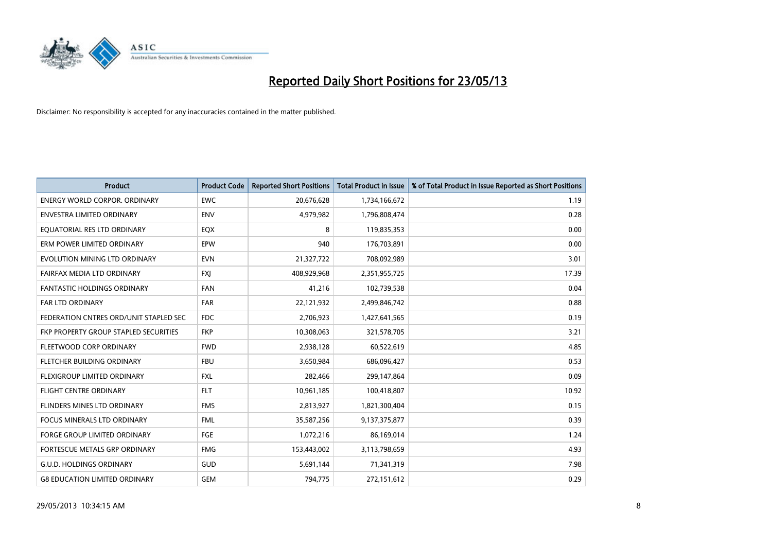# Reported Daily Short Positions for 23/05/13

Disclaimer: No responsibility is accepted for any inaccuracies contained in the matter published.

| Product | Product Code | Reported Short Positions | Total Product in Issue | % of Total Product in Issue Reported as Short Positions |
|---|---|---|---|---|
| ENERGY WORLD CORPOR. ORDINARY | EWC | 20,676,628 | 1,734,166,672 | 1.19 |
| ENVESTRA LIMITED ORDINARY | ENV | 4,979,982 | 1,796,808,474 | 0.28 |
| EQUATORIAL RES LTD ORDINARY | EQX | 8 | 119,835,353 | 0.00 |
| ERM POWER LIMITED ORDINARY | EPW | 940 | 176,703,891 | 0.00 |
| EVOLUTION MINING LTD ORDINARY | EVN | 21,327,722 | 708,092,989 | 3.01 |
| FAIRFAX MEDIA LTD ORDINARY | FXJ | 408,929,968 | 2,351,955,725 | 17.39 |
| FANTASTIC HOLDINGS ORDINARY | FAN | 41,216 | 102,739,538 | 0.04 |
| FAR LTD ORDINARY | FAR | 22,121,932 | 2,499,846,742 | 0.88 |
| FEDERATION CNTRES ORD/UNIT STAPLED SEC | FDC | 2,706,923 | 1,427,641,565 | 0.19 |
| FKP PROPERTY GROUP STAPLED SECURITIES | FKP | 10,308,063 | 321,578,705 | 3.21 |
| FLEETWOOD CORP ORDINARY | FWD | 2,938,128 | 60,522,619 | 4.85 |
| FLETCHER BUILDING ORDINARY | FBU | 3,650,984 | 686,096,427 | 0.53 |
| FLEXIGROUP LIMITED ORDINARY | FXL | 282,466 | 299,147,864 | 0.09 |
| FLIGHT CENTRE ORDINARY | FLT | 10,961,185 | 100,418,807 | 10.92 |
| FLINDERS MINES LTD ORDINARY | FMS | 2,813,927 | 1,821,300,404 | 0.15 |
| FOCUS MINERALS LTD ORDINARY | FML | 35,587,256 | 9,137,375,877 | 0.39 |
| FORGE GROUP LIMITED ORDINARY | FGE | 1,072,216 | 86,169,014 | 1.24 |
| FORTESCUE METALS GRP ORDINARY | FMG | 153,443,002 | 3,113,798,659 | 4.93 |
| G.U.D. HOLDINGS ORDINARY | GUD | 5,691,144 | 71,341,319 | 7.98 |
| G8 EDUCATION LIMITED ORDINARY | GEM | 794,775 | 272,151,612 | 0.29 |

29/05/2013 10:34:15 AM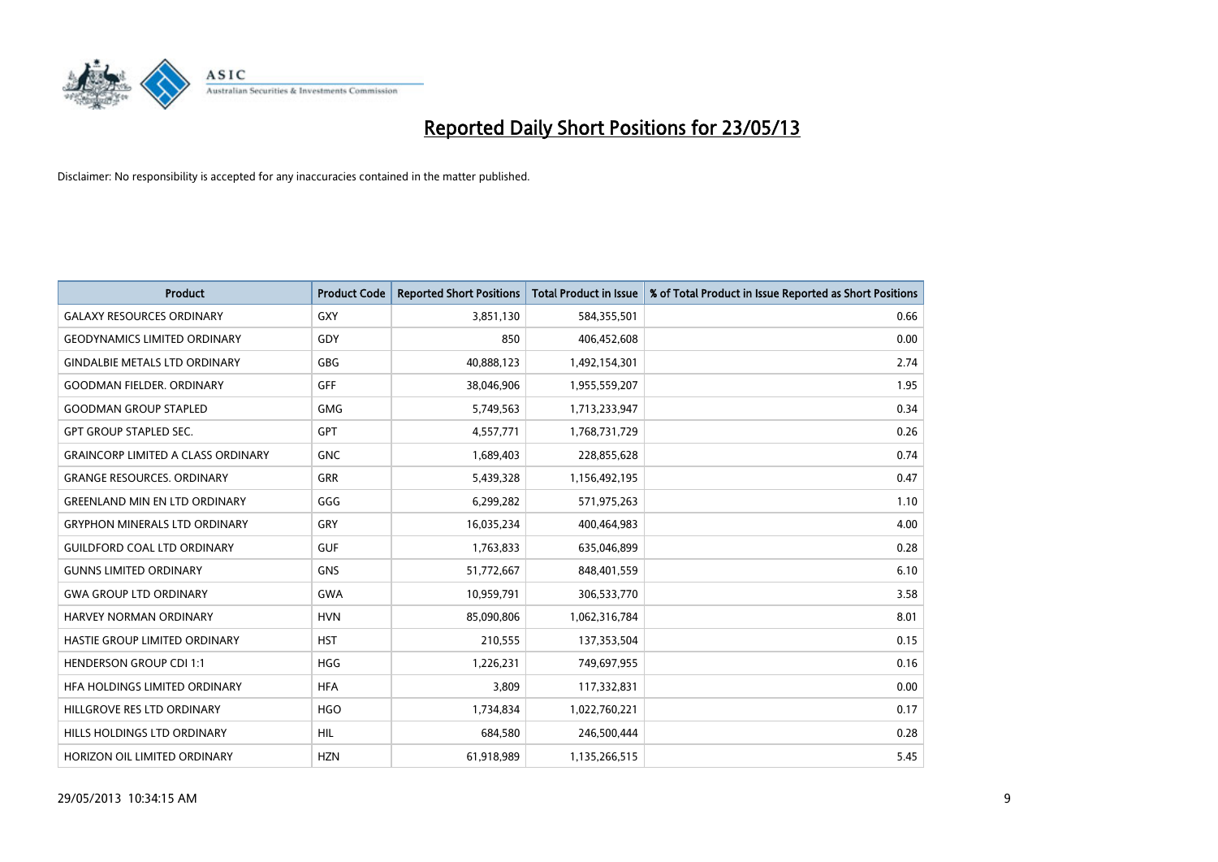# Reported Daily Short Positions for 23/05/13

Disclaimer: No responsibility is accepted for any inaccuracies contained in the matter published.

| Product | Product Code | Reported Short Positions | Total Product in Issue | % of Total Product in Issue Reported as Short Positions |
|---|---|---|---|---|
| GALAXY RESOURCES ORDINARY | GXY | 3,851,130 | 584,355,501 | 0.66 |
| GEODYNAMICS LIMITED ORDINARY | GDY | 850 | 406,452,608 | 0.00 |
| GINDALBIE METALS LTD ORDINARY | GBG | 40,888,123 | 1,492,154,301 | 2.74 |
| GOODMAN FIELDER. ORDINARY | GFF | 38,046,906 | 1,955,559,207 | 1.95 |
| GOODMAN GROUP STAPLED | GMG | 5,749,563 | 1,713,233,947 | 0.34 |
| GPT GROUP STAPLED SEC. | GPT | 4,557,771 | 1,768,731,729 | 0.26 |
| GRAINCORP LIMITED A CLASS ORDINARY | GNC | 1,689,403 | 228,855,628 | 0.74 |
| GRANGE RESOURCES. ORDINARY | GRR | 5,439,328 | 1,156,492,195 | 0.47 |
| GREENLAND MIN EN LTD ORDINARY | GGG | 6,299,282 | 571,975,263 | 1.10 |
| GRYPHON MINERALS LTD ORDINARY | GRY | 16,035,234 | 400,464,983 | 4.00 |
| GUILDFORD COAL LTD ORDINARY | GUF | 1,763,833 | 635,046,899 | 0.28 |
| GUNNS LIMITED ORDINARY | GNS | 51,772,667 | 848,401,559 | 6.10 |
| GWA GROUP LTD ORDINARY | GWA | 10,959,791 | 306,533,770 | 3.58 |
| HARVEY NORMAN ORDINARY | HVN | 85,090,806 | 1,062,316,784 | 8.01 |
| HASTIE GROUP LIMITED ORDINARY | HST | 210,555 | 137,353,504 | 0.15 |
| HENDERSON GROUP CDI 1:1 | HGG | 1,226,231 | 749,697,955 | 0.16 |
| HFA HOLDINGS LIMITED ORDINARY | HFA | 3,809 | 117,332,831 | 0.00 |
| HILLGROVE RES LTD ORDINARY | HGO | 1,734,834 | 1,022,760,221 | 0.17 |
| HILLS HOLDINGS LTD ORDINARY | HIL | 684,580 | 246,500,444 | 0.28 |
| HORIZON OIL LIMITED ORDINARY | HZN | 61,918,989 | 1,135,266,515 | 5.45 |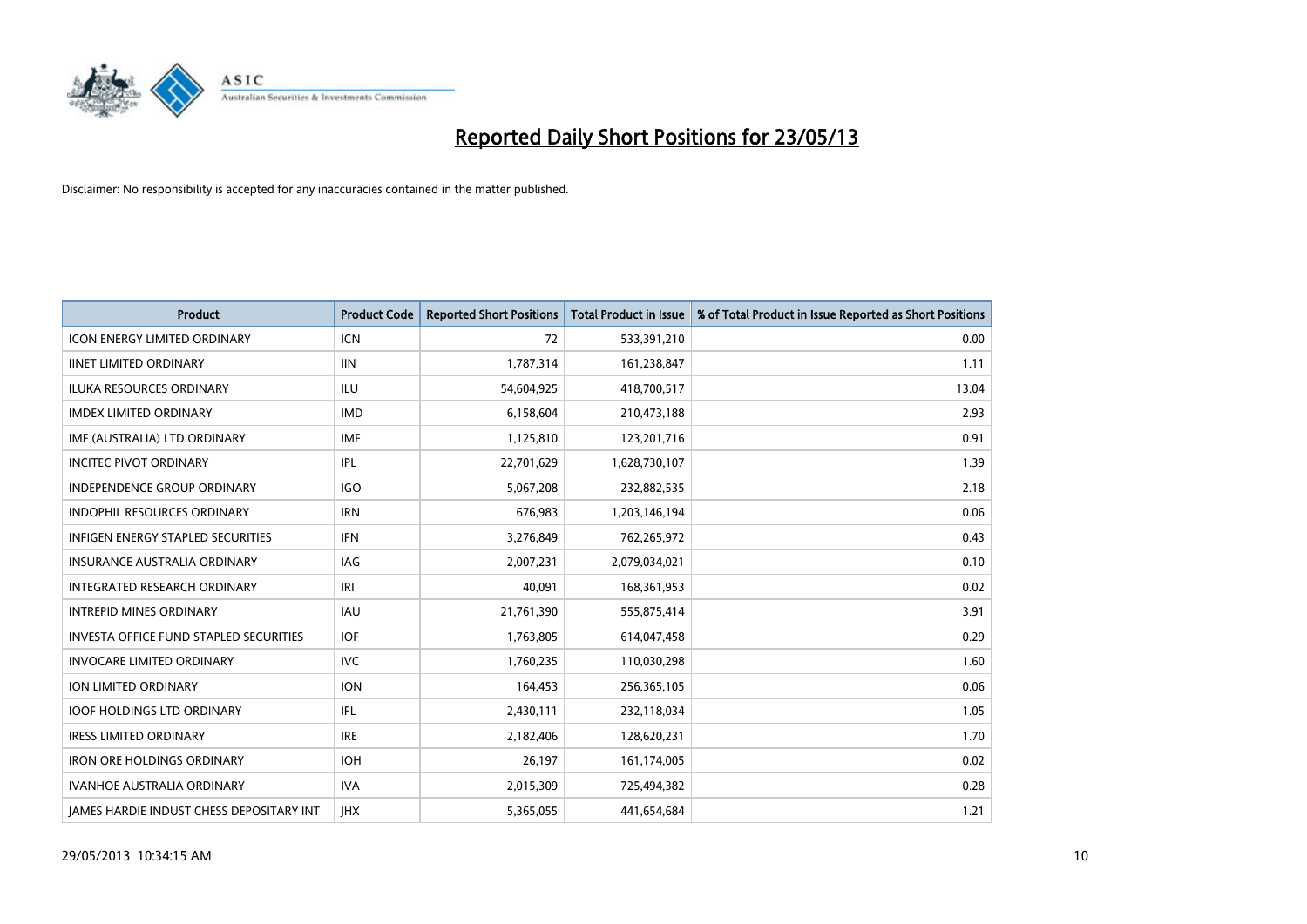# Reported Daily Short Positions for 23/05/13

Disclaimer: No responsibility is accepted for any inaccuracies contained in the matter published.

| Product | Product Code | Reported Short Positions | Total Product in Issue | % of Total Product in Issue Reported as Short Positions |
|---|---|---|---|---|
| ICON ENERGY LIMITED ORDINARY | ICN | 72 | 533,391,210 | 0.00 |
| IINET LIMITED ORDINARY | IIN | 1,787,314 | 161,238,847 | 1.11 |
| ILUKA RESOURCES ORDINARY | ILU | 54,604,925 | 418,700,517 | 13.04 |
| IMDEX LIMITED ORDINARY | IMD | 6,158,604 | 210,473,188 | 2.93 |
| IMF (AUSTRALIA) LTD ORDINARY | IMF | 1,125,810 | 123,201,716 | 0.91 |
| INCITEC PIVOT ORDINARY | IPL | 22,701,629 | 1,628,730,107 | 1.39 |
| INDEPENDENCE GROUP ORDINARY | IGO | 5,067,208 | 232,882,535 | 2.18 |
| INDOPHIL RESOURCES ORDINARY | IRN | 676,983 | 1,203,146,194 | 0.06 |
| INFIGEN ENERGY STAPLED SECURITIES | IFN | 3,276,849 | 762,265,972 | 0.43 |
| INSURANCE AUSTRALIA ORDINARY | IAG | 2,007,231 | 2,079,034,021 | 0.10 |
| INTEGRATED RESEARCH ORDINARY | IRI | 40,091 | 168,361,953 | 0.02 |
| INTREPID MINES ORDINARY | IAU | 21,761,390 | 555,875,414 | 3.91 |
| INVESTA OFFICE FUND STAPLED SECURITIES | IOF | 1,763,805 | 614,047,458 | 0.29 |
| INVOCARE LIMITED ORDINARY | IVC | 1,760,235 | 110,030,298 | 1.60 |
| ION LIMITED ORDINARY | ION | 164,453 | 256,365,105 | 0.06 |
| IOOF HOLDINGS LTD ORDINARY | IFL | 2,430,111 | 232,118,034 | 1.05 |
| IRESS LIMITED ORDINARY | IRE | 2,182,406 | 128,620,231 | 1.70 |
| IRON ORE HOLDINGS ORDINARY | IOH | 26,197 | 161,174,005 | 0.02 |
| IVANHOE AUSTRALIA ORDINARY | IVA | 2,015,309 | 725,494,382 | 0.28 |
| JAMES HARDIE INDUST CHESS DEPOSITARY INT | JHX | 5,365,055 | 441,654,684 | 1.21 |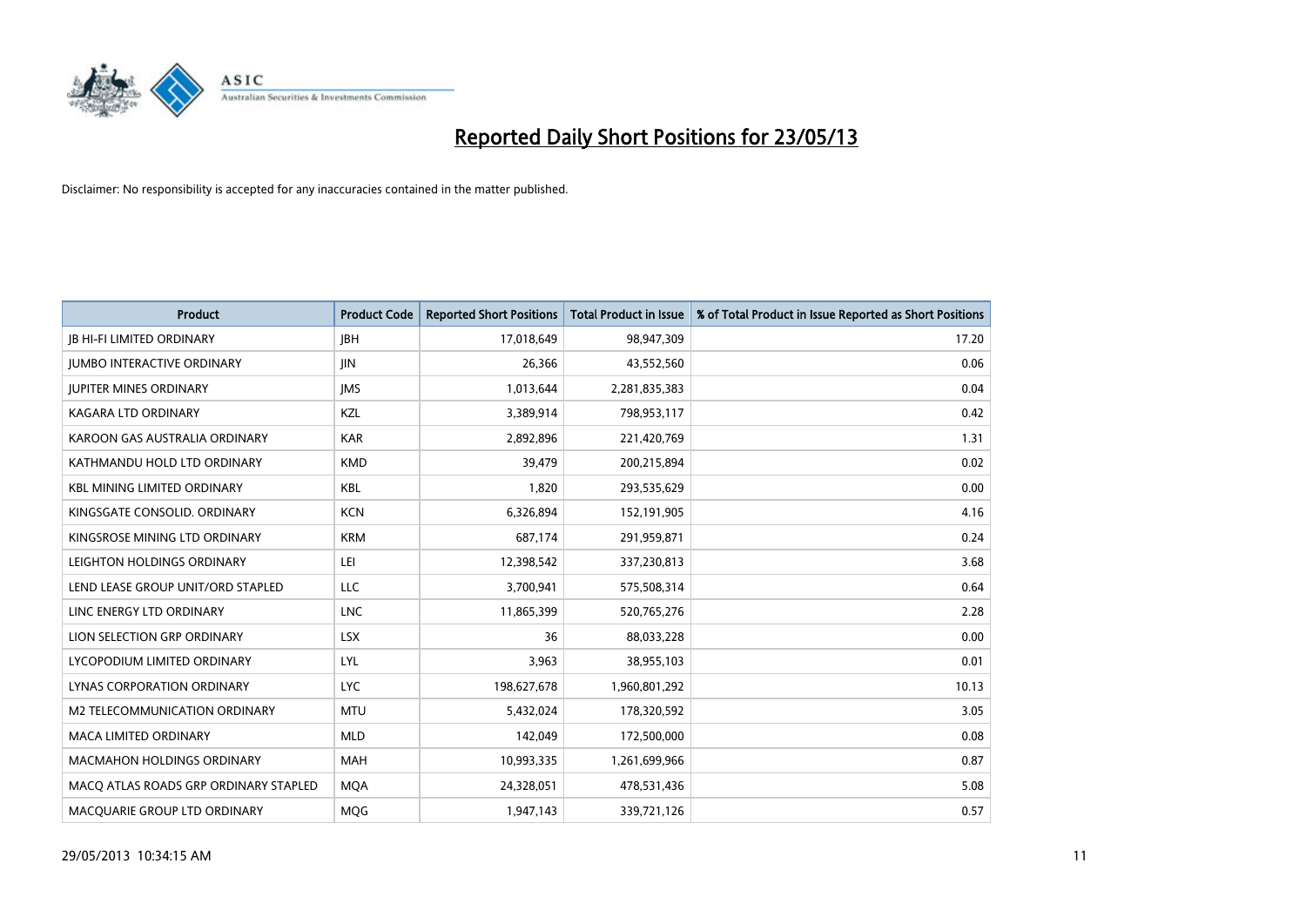# Reported Daily Short Positions for 23/05/13

Disclaimer: No responsibility is accepted for any inaccuracies contained in the matter published.

| Product | Product Code | Reported Short Positions | Total Product in Issue | % of Total Product in Issue Reported as Short Positions |
|---|---|---|---|---|
| JB HI-FI LIMITED ORDINARY | JBH | 17,018,649 | 98,947,309 | 17.20 |
| JUMBO INTERACTIVE ORDINARY | JIN | 26,366 | 43,552,560 | 0.06 |
| JUPITER MINES ORDINARY | JMS | 1,013,644 | 2,281,835,383 | 0.04 |
| KAGARA LTD ORDINARY | KZL | 3,389,914 | 798,953,117 | 0.42 |
| KAROON GAS AUSTRALIA ORDINARY | KAR | 2,892,896 | 221,420,769 | 1.31 |
| KATHMANDU HOLD LTD ORDINARY | KMD | 39,479 | 200,215,894 | 0.02 |
| KBL MINING LIMITED ORDINARY | KBL | 1,820 | 293,535,629 | 0.00 |
| KINGSGATE CONSOLID. ORDINARY | KCN | 6,326,894 | 152,191,905 | 4.16 |
| KINGSROSE MINING LTD ORDINARY | KRM | 687,174 | 291,959,871 | 0.24 |
| LEIGHTON HOLDINGS ORDINARY | LEI | 12,398,542 | 337,230,813 | 3.68 |
| LEND LEASE GROUP UNIT/ORD STAPLED | LLC | 3,700,941 | 575,508,314 | 0.64 |
| LINC ENERGY LTD ORDINARY | LNC | 11,865,399 | 520,765,276 | 2.28 |
| LION SELECTION GRP ORDINARY | LSX | 36 | 88,033,228 | 0.00 |
| LYCOPODIUM LIMITED ORDINARY | LYL | 3,963 | 38,955,103 | 0.01 |
| LYNAS CORPORATION ORDINARY | LYC | 198,627,678 | 1,960,801,292 | 10.13 |
| M2 TELECOMMUNICATION ORDINARY | MTU | 5,432,024 | 178,320,592 | 3.05 |
| MACA LIMITED ORDINARY | MLD | 142,049 | 172,500,000 | 0.08 |
| MACMAHON HOLDINGS ORDINARY | MAH | 10,993,335 | 1,261,699,966 | 0.87 |
| MACQ ATLAS ROADS GRP ORDINARY STAPLED | MQA | 24,328,051 | 478,531,436 | 5.08 |
| MACQUARIE GROUP LTD ORDINARY | MQG | 1,947,143 | 339,721,126 | 0.57 |

29/05/2013 10:34:15 AM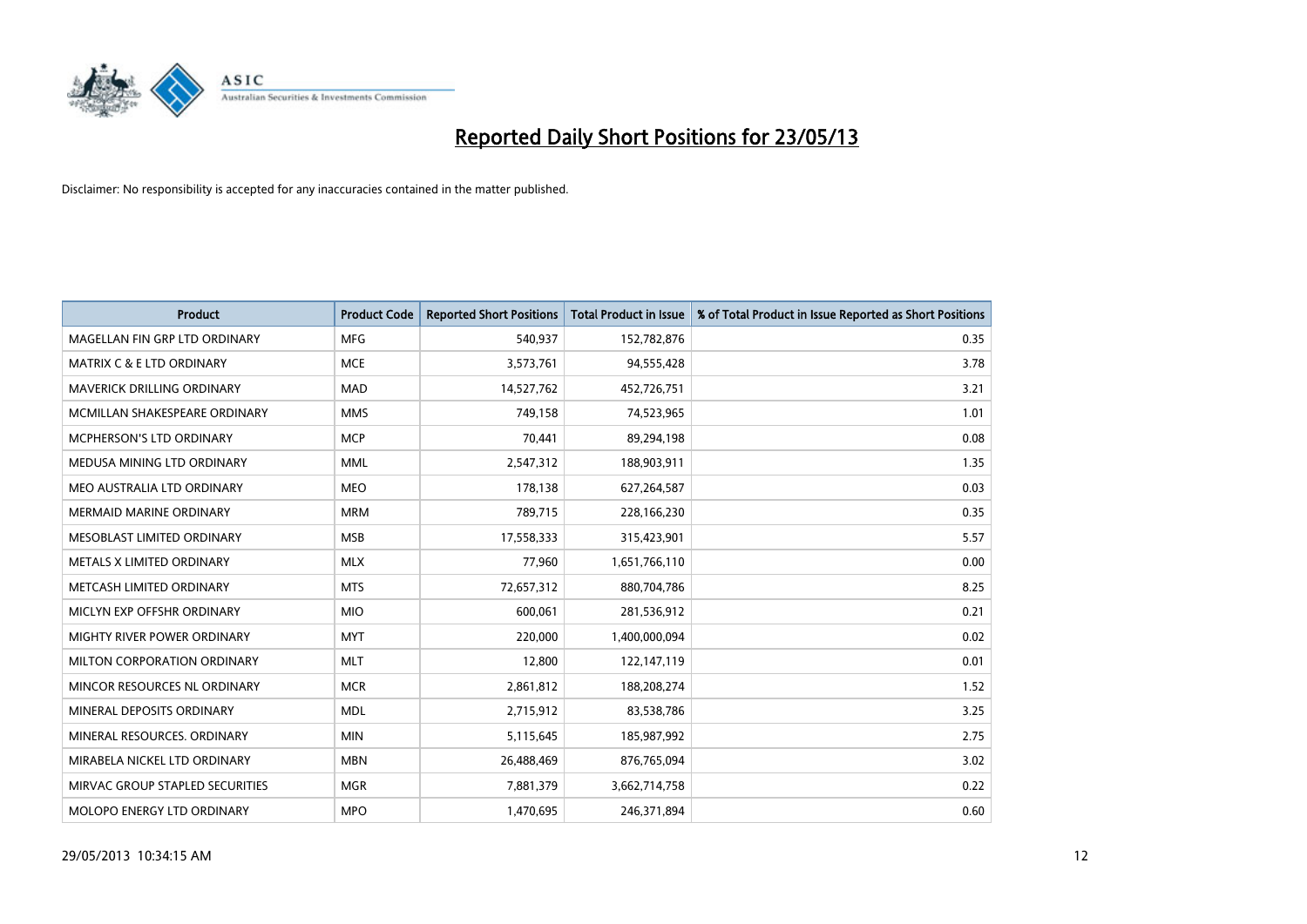# Reported Daily Short Positions for 23/05/13

Disclaimer: No responsibility is accepted for any inaccuracies contained in the matter published.

| Product | Product Code | Reported Short Positions | Total Product in Issue | % of Total Product in Issue Reported as Short Positions |
|---|---|---|---|---|
| MAGELLAN FIN GRP LTD ORDINARY | MFG | 540,937 | 152,782,876 | 0.35 |
| MATRIX C & E LTD ORDINARY | MCE | 3,573,761 | 94,555,428 | 3.78 |
| MAVERICK DRILLING ORDINARY | MAD | 14,527,762 | 452,726,751 | 3.21 |
| MCMILLAN SHAKESPEARE ORDINARY | MMS | 749,158 | 74,523,965 | 1.01 |
| MCPHERSON'S LTD ORDINARY | MCP | 70,441 | 89,294,198 | 0.08 |
| MEDUSA MINING LTD ORDINARY | MML | 2,547,312 | 188,903,911 | 1.35 |
| MEO AUSTRALIA LTD ORDINARY | MEO | 178,138 | 627,264,587 | 0.03 |
| MERMAID MARINE ORDINARY | MRM | 789,715 | 228,166,230 | 0.35 |
| MESOBLAST LIMITED ORDINARY | MSB | 17,558,333 | 315,423,901 | 5.57 |
| METALS X LIMITED ORDINARY | MLX | 77,960 | 1,651,766,110 | 0.00 |
| METCASH LIMITED ORDINARY | MTS | 72,657,312 | 880,704,786 | 8.25 |
| MICLYN EXP OFFSHR ORDINARY | MIO | 600,061 | 281,536,912 | 0.21 |
| MIGHTY RIVER POWER ORDINARY | MYT | 220,000 | 1,400,000,094 | 0.02 |
| MILTON CORPORATION ORDINARY | MLT | 12,800 | 122,147,119 | 0.01 |
| MINCOR RESOURCES NL ORDINARY | MCR | 2,861,812 | 188,208,274 | 1.52 |
| MINERAL DEPOSITS ORDINARY | MDL | 2,715,912 | 83,538,786 | 3.25 |
| MINERAL RESOURCES. ORDINARY | MIN | 5,115,645 | 185,987,992 | 2.75 |
| MIRABELA NICKEL LTD ORDINARY | MBN | 26,488,469 | 876,765,094 | 3.02 |
| MIRVAC GROUP STAPLED SECURITIES | MGR | 7,881,379 | 3,662,714,758 | 0.22 |
| MOLOPO ENERGY LTD ORDINARY | MPO | 1,470,695 | 246,371,894 | 0.60 |

29/05/2013 10:34:15 AM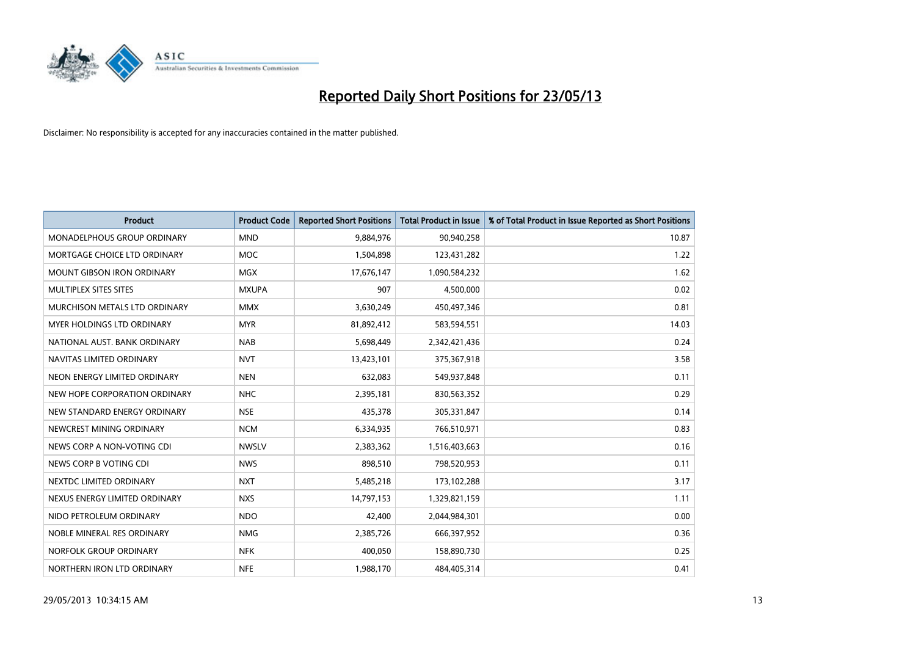# Reported Daily Short Positions for 23/05/13

Disclaimer: No responsibility is accepted for any inaccuracies contained in the matter published.

| Product | Product Code | Reported Short Positions | Total Product in Issue | % of Total Product in Issue Reported as Short Positions |
|---|---|---|---|---|
| MONADELPHOUS GROUP ORDINARY | MND | 9,884,976 | 90,940,258 | 10.87 |
| MORTGAGE CHOICE LTD ORDINARY | MOC | 1,504,898 | 123,431,282 | 1.22 |
| MOUNT GIBSON IRON ORDINARY | MGX | 17,676,147 | 1,090,584,232 | 1.62 |
| MULTIPLEX SITES SITES | MXUPA | 907 | 4,500,000 | 0.02 |
| MURCHISON METALS LTD ORDINARY | MMX | 3,630,249 | 450,497,346 | 0.81 |
| MYER HOLDINGS LTD ORDINARY | MYR | 81,892,412 | 583,594,551 | 14.03 |
| NATIONAL AUST. BANK ORDINARY | NAB | 5,698,449 | 2,342,421,436 | 0.24 |
| NAVITAS LIMITED ORDINARY | NVT | 13,423,101 | 375,367,918 | 3.58 |
| NEON ENERGY LIMITED ORDINARY | NEN | 632,083 | 549,937,848 | 0.11 |
| NEW HOPE CORPORATION ORDINARY | NHC | 2,395,181 | 830,563,352 | 0.29 |
| NEW STANDARD ENERGY ORDINARY | NSE | 435,378 | 305,331,847 | 0.14 |
| NEWCREST MINING ORDINARY | NCM | 6,334,935 | 766,510,971 | 0.83 |
| NEWS CORP A NON-VOTING CDI | NWSLV | 2,383,362 | 1,516,403,663 | 0.16 |
| NEWS CORP B VOTING CDI | NWS | 898,510 | 798,520,953 | 0.11 |
| NEXTDC LIMITED ORDINARY | NXT | 5,485,218 | 173,102,288 | 3.17 |
| NEXUS ENERGY LIMITED ORDINARY | NXS | 14,797,153 | 1,329,821,159 | 1.11 |
| NIDO PETROLEUM ORDINARY | NDO | 42,400 | 2,044,984,301 | 0.00 |
| NOBLE MINERAL RES ORDINARY | NMG | 2,385,726 | 666,397,952 | 0.36 |
| NORFOLK GROUP ORDINARY | NFK | 400,050 | 158,890,730 | 0.25 |
| NORTHERN IRON LTD ORDINARY | NFE | 1,988,170 | 484,405,314 | 0.41 |

29/05/2013 10:34:15 AM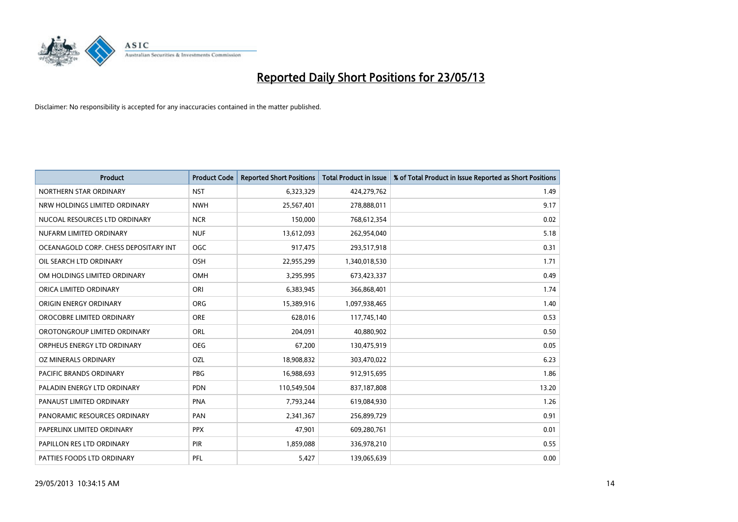# Reported Daily Short Positions for 23/05/13

Disclaimer: No responsibility is accepted for any inaccuracies contained in the matter published.

| Product | Product Code | Reported Short Positions | Total Product in Issue | % of Total Product in Issue Reported as Short Positions |
|---|---|---|---|---|
| NORTHERN STAR ORDINARY | NST | 6,323,329 | 424,279,762 | 1.49 |
| NRW HOLDINGS LIMITED ORDINARY | NWH | 25,567,401 | 278,888,011 | 9.17 |
| NUCOAL RESOURCES LTD ORDINARY | NCR | 150,000 | 768,612,354 | 0.02 |
| NUFARM LIMITED ORDINARY | NUF | 13,612,093 | 262,954,040 | 5.18 |
| OCEANAGOLD CORP. CHESS DEPOSITARY INT | OGC | 917,475 | 293,517,918 | 0.31 |
| OIL SEARCH LTD ORDINARY | OSH | 22,955,299 | 1,340,018,530 | 1.71 |
| OM HOLDINGS LIMITED ORDINARY | OMH | 3,295,995 | 673,423,337 | 0.49 |
| ORICA LIMITED ORDINARY | ORI | 6,383,945 | 366,868,401 | 1.74 |
| ORIGIN ENERGY ORDINARY | ORG | 15,389,916 | 1,097,938,465 | 1.40 |
| OROCOBRE LIMITED ORDINARY | ORE | 628,016 | 117,745,140 | 0.53 |
| OROTONGROUP LIMITED ORDINARY | ORL | 204,091 | 40,880,902 | 0.50 |
| ORPHEUS ENERGY LTD ORDINARY | OEG | 67,200 | 130,475,919 | 0.05 |
| OZ MINERALS ORDINARY | OZL | 18,908,832 | 303,470,022 | 6.23 |
| PACIFIC BRANDS ORDINARY | PBG | 16,988,693 | 912,915,695 | 1.86 |
| PALADIN ENERGY LTD ORDINARY | PDN | 110,549,504 | 837,187,808 | 13.20 |
| PANAUST LIMITED ORDINARY | PNA | 7,793,244 | 619,084,930 | 1.26 |
| PANORAMIC RESOURCES ORDINARY | PAN | 2,341,367 | 256,899,729 | 0.91 |
| PAPERLINX LIMITED ORDINARY | PPX | 47,901 | 609,280,761 | 0.01 |
| PAPILLON RES LTD ORDINARY | PIR | 1,859,088 | 336,978,210 | 0.55 |
| PATTIES FOODS LTD ORDINARY | PFL | 5,427 | 139,065,639 | 0.00 |

29/05/2013 10:34:15 AM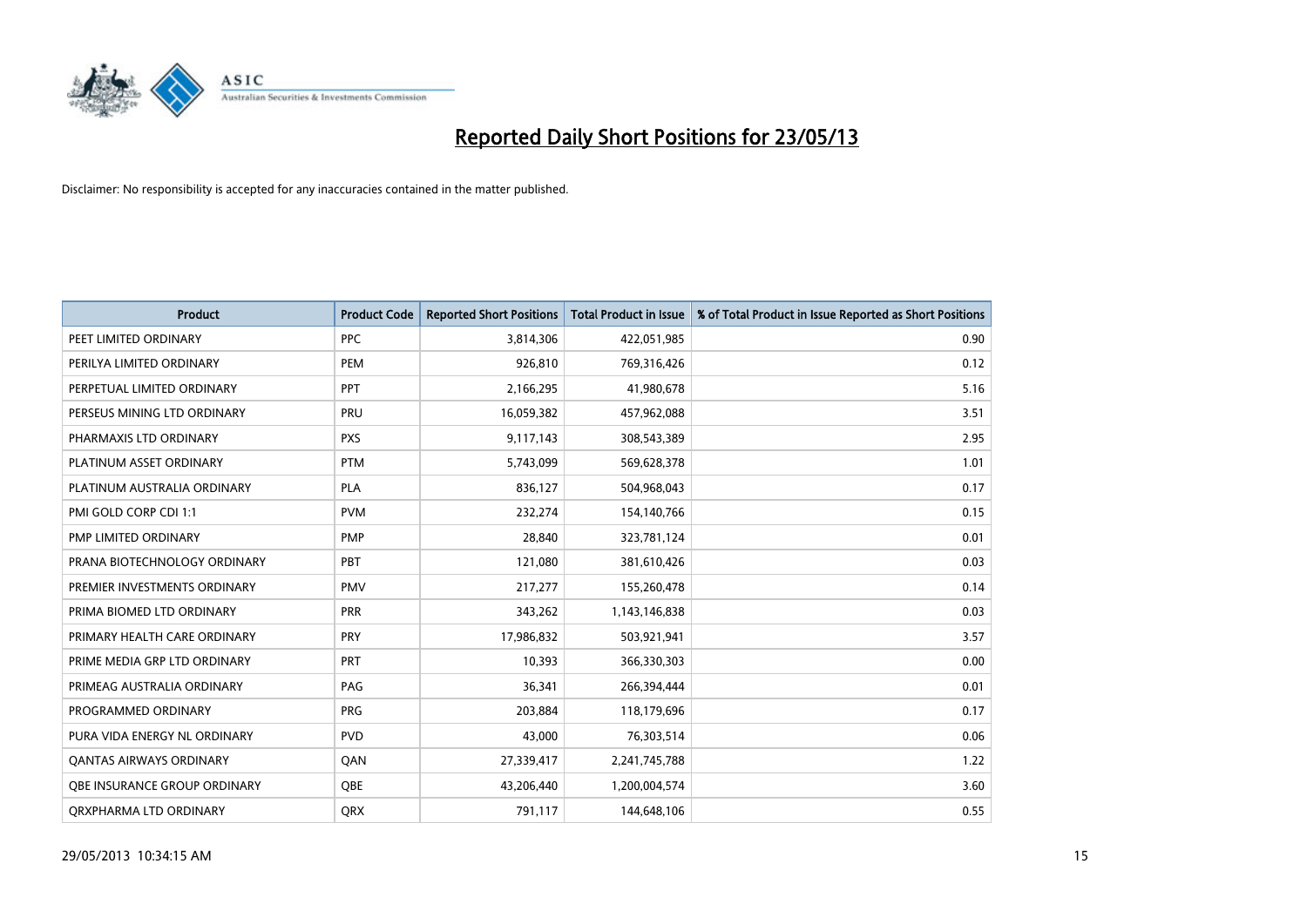# Reported Daily Short Positions for 23/05/13

Disclaimer: No responsibility is accepted for any inaccuracies contained in the matter published.

| Product | Product Code | Reported Short Positions | Total Product in Issue | % of Total Product in Issue Reported as Short Positions |
|---|---|---|---|---|
| PEET LIMITED ORDINARY | PPC | 3,814,306 | 422,051,985 | 0.90 |
| PERILYA LIMITED ORDINARY | PEM | 926,810 | 769,316,426 | 0.12 |
| PERPETUAL LIMITED ORDINARY | PPT | 2,166,295 | 41,980,678 | 5.16 |
| PERSEUS MINING LTD ORDINARY | PRU | 16,059,382 | 457,962,088 | 3.51 |
| PHARMAXIS LTD ORDINARY | PXS | 9,117,143 | 308,543,389 | 2.95 |
| PLATINUM ASSET ORDINARY | PTM | 5,743,099 | 569,628,378 | 1.01 |
| PLATINUM AUSTRALIA ORDINARY | PLA | 836,127 | 504,968,043 | 0.17 |
| PMI GOLD CORP CDI 1:1 | PVM | 232,274 | 154,140,766 | 0.15 |
| PMP LIMITED ORDINARY | PMP | 28,840 | 323,781,124 | 0.01 |
| PRANA BIOTECHNOLOGY ORDINARY | PBT | 121,080 | 381,610,426 | 0.03 |
| PREMIER INVESTMENTS ORDINARY | PMV | 217,277 | 155,260,478 | 0.14 |
| PRIMA BIOMED LTD ORDINARY | PRR | 343,262 | 1,143,146,838 | 0.03 |
| PRIMARY HEALTH CARE ORDINARY | PRY | 17,986,832 | 503,921,941 | 3.57 |
| PRIME MEDIA GRP LTD ORDINARY | PRT | 10,393 | 366,330,303 | 0.00 |
| PRIMEAG AUSTRALIA ORDINARY | PAG | 36,341 | 266,394,444 | 0.01 |
| PROGRAMMED ORDINARY | PRG | 203,884 | 118,179,696 | 0.17 |
| PURA VIDA ENERGY NL ORDINARY | PVD | 43,000 | 76,303,514 | 0.06 |
| QANTAS AIRWAYS ORDINARY | QAN | 27,339,417 | 2,241,745,788 | 1.22 |
| QBE INSURANCE GROUP ORDINARY | QBE | 43,206,440 | 1,200,004,574 | 3.60 |
| QRXPHARMA LTD ORDINARY | QRX | 791,117 | 144,648,106 | 0.55 |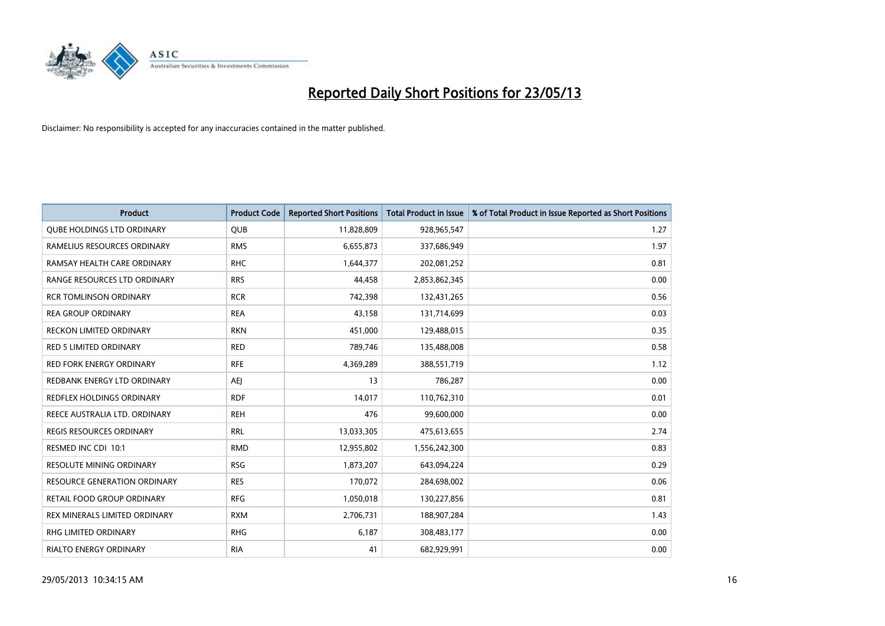# Reported Daily Short Positions for 23/05/13

Disclaimer: No responsibility is accepted for any inaccuracies contained in the matter published.

| Product | Product Code | Reported Short Positions | Total Product in Issue | % of Total Product in Issue Reported as Short Positions |
|---|---|---|---|---|
| QUBE HOLDINGS LTD ORDINARY | QUB | 11,828,809 | 928,965,547 | 1.27 |
| RAMELIUS RESOURCES ORDINARY | RMS | 6,655,873 | 337,686,949 | 1.97 |
| RAMSAY HEALTH CARE ORDINARY | RHC | 1,644,377 | 202,081,252 | 0.81 |
| RANGE RESOURCES LTD ORDINARY | RRS | 44,458 | 2,853,862,345 | 0.00 |
| RCR TOMLINSON ORDINARY | RCR | 742,398 | 132,431,265 | 0.56 |
| REA GROUP ORDINARY | REA | 43,158 | 131,714,699 | 0.03 |
| RECKON LIMITED ORDINARY | RKN | 451,000 | 129,488,015 | 0.35 |
| RED 5 LIMITED ORDINARY | RED | 789,746 | 135,488,008 | 0.58 |
| RED FORK ENERGY ORDINARY | RFE | 4,369,289 | 388,551,719 | 1.12 |
| REDBANK ENERGY LTD ORDINARY | AEJ | 13 | 786,287 | 0.00 |
| REDFLEX HOLDINGS ORDINARY | RDF | 14,017 | 110,762,310 | 0.01 |
| REECE AUSTRALIA LTD. ORDINARY | REH | 476 | 99,600,000 | 0.00 |
| REGIS RESOURCES ORDINARY | RRL | 13,033,305 | 475,613,655 | 2.74 |
| RESMED INC CDI 10:1 | RMD | 12,955,802 | 1,556,242,300 | 0.83 |
| RESOLUTE MINING ORDINARY | RSG | 1,873,207 | 643,094,224 | 0.29 |
| RESOURCE GENERATION ORDINARY | RES | 170,072 | 284,698,002 | 0.06 |
| RETAIL FOOD GROUP ORDINARY | RFG | 1,050,018 | 130,227,856 | 0.81 |
| REX MINERALS LIMITED ORDINARY | RXM | 2,706,731 | 188,907,284 | 1.43 |
| RHG LIMITED ORDINARY | RHG | 6,187 | 308,483,177 | 0.00 |
| RIALTO ENERGY ORDINARY | RIA | 41 | 682,929,991 | 0.00 |

29/05/2013 10:34:15 AM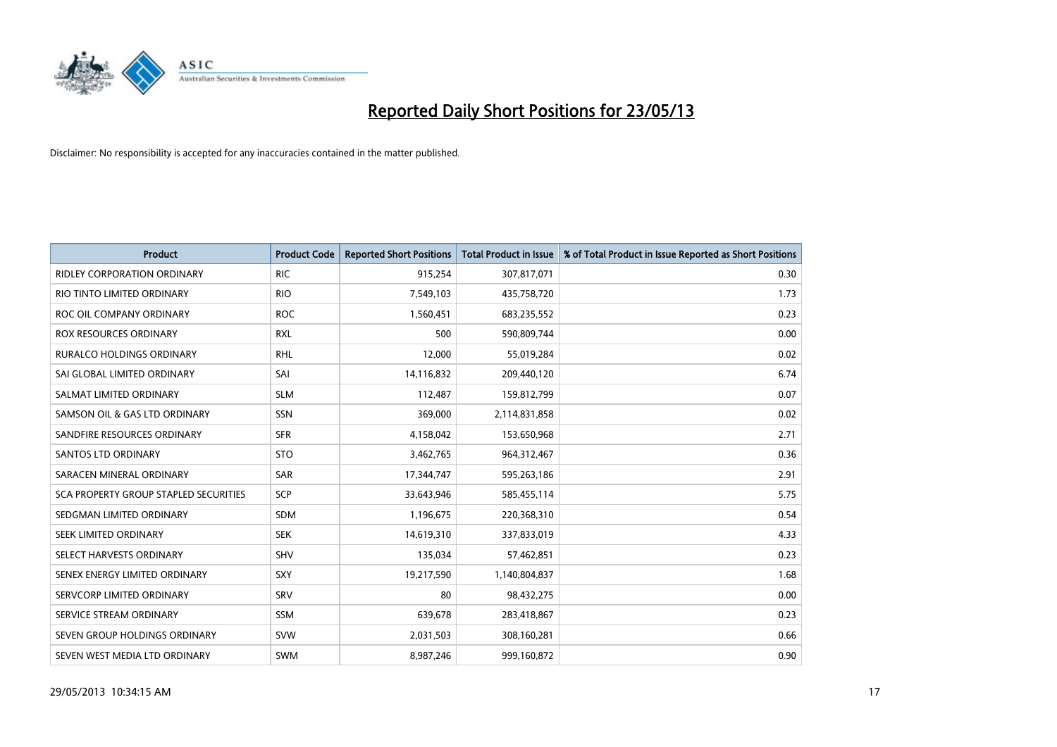# Reported Daily Short Positions for 23/05/13

Disclaimer: No responsibility is accepted for any inaccuracies contained in the matter published.

| Product | Product Code | Reported Short Positions | Total Product in Issue | % of Total Product in Issue Reported as Short Positions |
|---|---|---|---|---|
| RIDLEY CORPORATION ORDINARY | RIC | 915,254 | 307,817,071 | 0.30 |
| RIO TINTO LIMITED ORDINARY | RIO | 7,549,103 | 435,758,720 | 1.73 |
| ROC OIL COMPANY ORDINARY | ROC | 1,560,451 | 683,235,552 | 0.23 |
| ROX RESOURCES ORDINARY | RXL | 500 | 590,809,744 | 0.00 |
| RURALCO HOLDINGS ORDINARY | RHL | 12,000 | 55,019,284 | 0.02 |
| SAI GLOBAL LIMITED ORDINARY | SAI | 14,116,832 | 209,440,120 | 6.74 |
| SALMAT LIMITED ORDINARY | SLM | 112,487 | 159,812,799 | 0.07 |
| SAMSON OIL & GAS LTD ORDINARY | SSN | 369,000 | 2,114,831,858 | 0.02 |
| SANDFIRE RESOURCES ORDINARY | SFR | 4,158,042 | 153,650,968 | 2.71 |
| SANTOS LTD ORDINARY | STO | 3,462,765 | 964,312,467 | 0.36 |
| SARACEN MINERAL ORDINARY | SAR | 17,344,747 | 595,263,186 | 2.91 |
| SCA PROPERTY GROUP STAPLED SECURITIES | SCP | 33,643,946 | 585,455,114 | 5.75 |
| SEDGMAN LIMITED ORDINARY | SDM | 1,196,675 | 220,368,310 | 0.54 |
| SEEK LIMITED ORDINARY | SEK | 14,619,310 | 337,833,019 | 4.33 |
| SELECT HARVESTS ORDINARY | SHV | 135,034 | 57,462,851 | 0.23 |
| SENEX ENERGY LIMITED ORDINARY | SXY | 19,217,590 | 1,140,804,837 | 1.68 |
| SERVCORP LIMITED ORDINARY | SRV | 80 | 98,432,275 | 0.00 |
| SERVICE STREAM ORDINARY | SSM | 639,678 | 283,418,867 | 0.23 |
| SEVEN GROUP HOLDINGS ORDINARY | SVW | 2,031,503 | 308,160,281 | 0.66 |
| SEVEN WEST MEDIA LTD ORDINARY | SWM | 8,987,246 | 999,160,872 | 0.90 |

29/05/2013 10:34:15 AM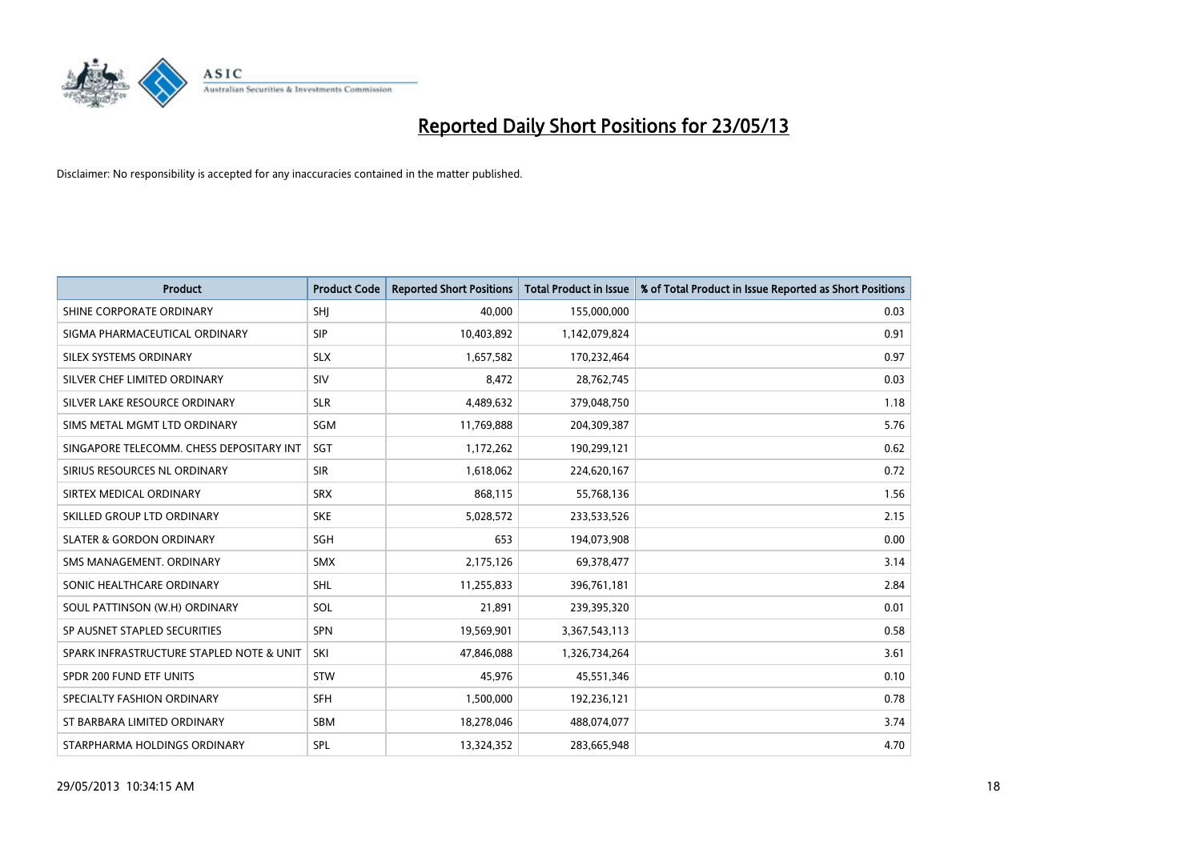# Reported Daily Short Positions for 23/05/13

Disclaimer: No responsibility is accepted for any inaccuracies contained in the matter published.

| Product | Product Code | Reported Short Positions | Total Product in Issue | % of Total Product in Issue Reported as Short Positions |
|---|---|---|---|---|
| SHINE CORPORATE ORDINARY | SHJ | 40,000 | 155,000,000 | 0.03 |
| SIGMA PHARMACEUTICAL ORDINARY | SIP | 10,403,892 | 1,142,079,824 | 0.91 |
| SILEX SYSTEMS ORDINARY | SLX | 1,657,582 | 170,232,464 | 0.97 |
| SILVER CHEF LIMITED ORDINARY | SIV | 8,472 | 28,762,745 | 0.03 |
| SILVER LAKE RESOURCE ORDINARY | SLR | 4,489,632 | 379,048,750 | 1.18 |
| SIMS METAL MGMT LTD ORDINARY | SGM | 11,769,888 | 204,309,387 | 5.76 |
| SINGAPORE TELECOMM. CHESS DEPOSITARY INT | SGT | 1,172,262 | 190,299,121 | 0.62 |
| SIRIUS RESOURCES NL ORDINARY | SIR | 1,618,062 | 224,620,167 | 0.72 |
| SIRTEX MEDICAL ORDINARY | SRX | 868,115 | 55,768,136 | 1.56 |
| SKILLED GROUP LTD ORDINARY | SKE | 5,028,572 | 233,533,526 | 2.15 |
| SLATER & GORDON ORDINARY | SGH | 653 | 194,073,908 | 0.00 |
| SMS MANAGEMENT. ORDINARY | SMX | 2,175,126 | 69,378,477 | 3.14 |
| SONIC HEALTHCARE ORDINARY | SHL | 11,255,833 | 396,761,181 | 2.84 |
| SOUL PATTINSON (W.H) ORDINARY | SOL | 21,891 | 239,395,320 | 0.01 |
| SP AUSNET STAPLED SECURITIES | SPN | 19,569,901 | 3,367,543,113 | 0.58 |
| SPARK INFRASTRUCTURE STAPLED NOTE & UNIT | SKI | 47,846,088 | 1,326,734,264 | 3.61 |
| SPDR 200 FUND ETF UNITS | STW | 45,976 | 45,551,346 | 0.10 |
| SPECIALTY FASHION ORDINARY | SFH | 1,500,000 | 192,236,121 | 0.78 |
| ST BARBARA LIMITED ORDINARY | SBM | 18,278,046 | 488,074,077 | 3.74 |
| STARPHARMA HOLDINGS ORDINARY | SPL | 13,324,352 | 283,665,948 | 4.70 |

29/05/2013 10:34:15 AM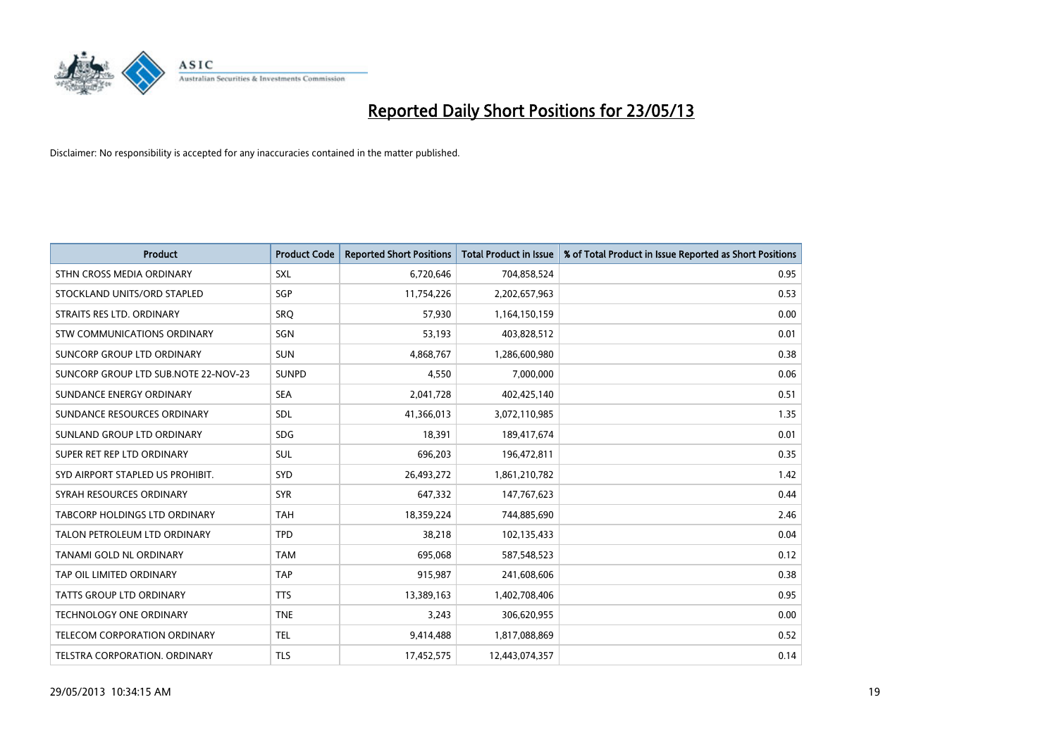# Reported Daily Short Positions for 23/05/13

Disclaimer: No responsibility is accepted for any inaccuracies contained in the matter published.

| Product | Product Code | Reported Short Positions | Total Product in Issue | % of Total Product in Issue Reported as Short Positions |
|---|---|---|---|---|
| STHN CROSS MEDIA ORDINARY | SXL | 6,720,646 | 704,858,524 | 0.95 |
| STOCKLAND UNITS/ORD STAPLED | SGP | 11,754,226 | 2,202,657,963 | 0.53 |
| STRAITS RES LTD. ORDINARY | SRQ | 57,930 | 1,164,150,159 | 0.00 |
| STW COMMUNICATIONS ORDINARY | SGN | 53,193 | 403,828,512 | 0.01 |
| SUNCORP GROUP LTD ORDINARY | SUN | 4,868,767 | 1,286,600,980 | 0.38 |
| SUNCORP GROUP LTD SUB.NOTE 22-NOV-23 | SUNPD | 4,550 | 7,000,000 | 0.06 |
| SUNDANCE ENERGY ORDINARY | SEA | 2,041,728 | 402,425,140 | 0.51 |
| SUNDANCE RESOURCES ORDINARY | SDL | 41,366,013 | 3,072,110,985 | 1.35 |
| SUNLAND GROUP LTD ORDINARY | SDG | 18,391 | 189,417,674 | 0.01 |
| SUPER RET REP LTD ORDINARY | SUL | 696,203 | 196,472,811 | 0.35 |
| SYD AIRPORT STAPLED US PROHIBIT. | SYD | 26,493,272 | 1,861,210,782 | 1.42 |
| SYRAH RESOURCES ORDINARY | SYR | 647,332 | 147,767,623 | 0.44 |
| TABCORP HOLDINGS LTD ORDINARY | TAH | 18,359,224 | 744,885,690 | 2.46 |
| TALON PETROLEUM LTD ORDINARY | TPD | 38,218 | 102,135,433 | 0.04 |
| TANAMI GOLD NL ORDINARY | TAM | 695,068 | 587,548,523 | 0.12 |
| TAP OIL LIMITED ORDINARY | TAP | 915,987 | 241,608,606 | 0.38 |
| TATTS GROUP LTD ORDINARY | TTS | 13,389,163 | 1,402,708,406 | 0.95 |
| TECHNOLOGY ONE ORDINARY | TNE | 3,243 | 306,620,955 | 0.00 |
| TELECOM CORPORATION ORDINARY | TEL | 9,414,488 | 1,817,088,869 | 0.52 |
| TELSTRA CORPORATION. ORDINARY | TLS | 17,452,575 | 12,443,074,357 | 0.14 |

29/05/2013 10:34:15 AM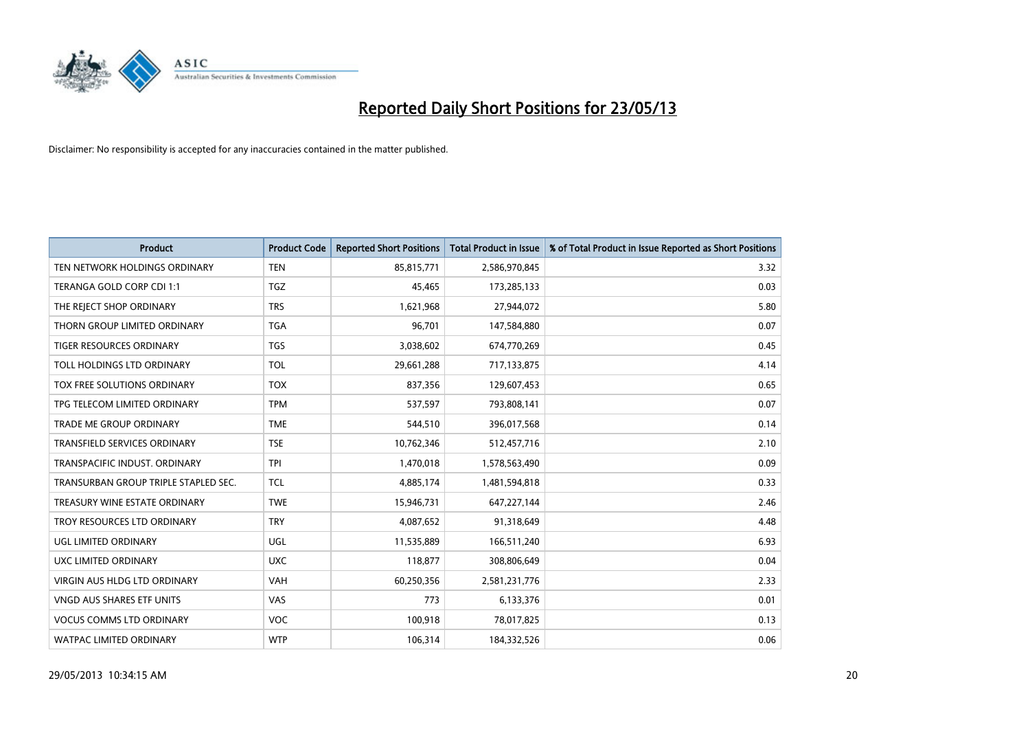# Reported Daily Short Positions for 23/05/13

Disclaimer: No responsibility is accepted for any inaccuracies contained in the matter published.

| Product | Product Code | Reported Short Positions | Total Product in Issue | % of Total Product in Issue Reported as Short Positions |
|---|---|---|---|---|
| TEN NETWORK HOLDINGS ORDINARY | TEN | 85,815,771 | 2,586,970,845 | 3.32 |
| TERANGA GOLD CORP CDI 1:1 | TGZ | 45,465 | 173,285,133 | 0.03 |
| THE REJECT SHOP ORDINARY | TRS | 1,621,968 | 27,944,072 | 5.80 |
| THORN GROUP LIMITED ORDINARY | TGA | 96,701 | 147,584,880 | 0.07 |
| TIGER RESOURCES ORDINARY | TGS | 3,038,602 | 674,770,269 | 0.45 |
| TOLL HOLDINGS LTD ORDINARY | TOL | 29,661,288 | 717,133,875 | 4.14 |
| TOX FREE SOLUTIONS ORDINARY | TOX | 837,356 | 129,607,453 | 0.65 |
| TPG TELECOM LIMITED ORDINARY | TPM | 537,597 | 793,808,141 | 0.07 |
| TRADE ME GROUP ORDINARY | TME | 544,510 | 396,017,568 | 0.14 |
| TRANSFIELD SERVICES ORDINARY | TSE | 10,762,346 | 512,457,716 | 2.10 |
| TRANSPACIFIC INDUST. ORDINARY | TPI | 1,470,018 | 1,578,563,490 | 0.09 |
| TRANSURBAN GROUP TRIPLE STAPLED SEC. | TCL | 4,885,174 | 1,481,594,818 | 0.33 |
| TREASURY WINE ESTATE ORDINARY | TWE | 15,946,731 | 647,227,144 | 2.46 |
| TROY RESOURCES LTD ORDINARY | TRY | 4,087,652 | 91,318,649 | 4.48 |
| UGL LIMITED ORDINARY | UGL | 11,535,889 | 166,511,240 | 6.93 |
| UXC LIMITED ORDINARY | UXC | 118,877 | 308,806,649 | 0.04 |
| VIRGIN AUS HLDG LTD ORDINARY | VAH | 60,250,356 | 2,581,231,776 | 2.33 |
| VNGD AUS SHARES ETF UNITS | VAS | 773 | 6,133,376 | 0.01 |
| VOCUS COMMS LTD ORDINARY | VOC | 100,918 | 78,017,825 | 0.13 |
| WATPAC LIMITED ORDINARY | WTP | 106,314 | 184,332,526 | 0.06 |

29/05/2013 10:34:15 AM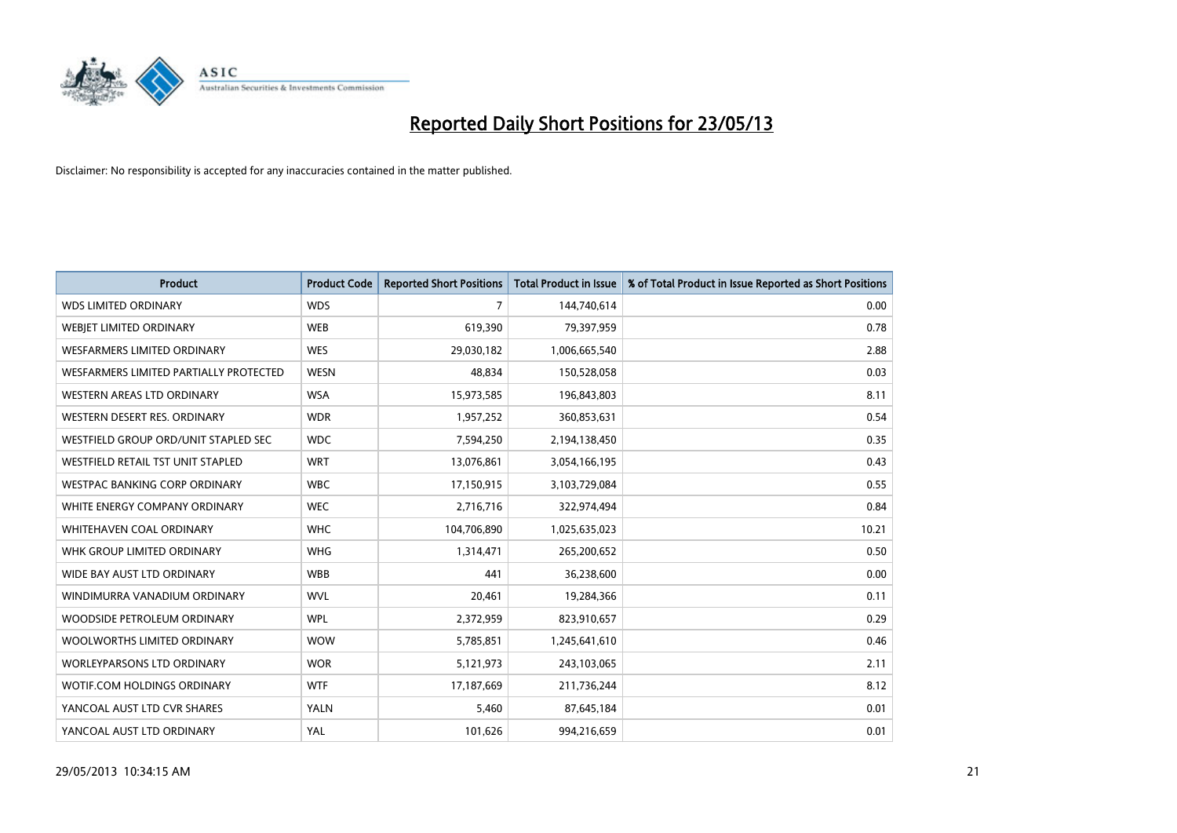# Reported Daily Short Positions for 23/05/13

Disclaimer: No responsibility is accepted for any inaccuracies contained in the matter published.

| Product | Product Code | Reported Short Positions | Total Product in Issue | % of Total Product in Issue Reported as Short Positions |
|---|---|---|---|---|
| WDS LIMITED ORDINARY | WDS | 7 | 144,740,614 | 0.00 |
| WEBJET LIMITED ORDINARY | WEB | 619,390 | 79,397,959 | 0.78 |
| WESFARMERS LIMITED ORDINARY | WES | 29,030,182 | 1,006,665,540 | 2.88 |
| WESFARMERS LIMITED PARTIALLY PROTECTED | WESN | 48,834 | 150,528,058 | 0.03 |
| WESTERN AREAS LTD ORDINARY | WSA | 15,973,585 | 196,843,803 | 8.11 |
| WESTERN DESERT RES. ORDINARY | WDR | 1,957,252 | 360,853,631 | 0.54 |
| WESTFIELD GROUP ORD/UNIT STAPLED SEC | WDC | 7,594,250 | 2,194,138,450 | 0.35 |
| WESTFIELD RETAIL TST UNIT STAPLED | WRT | 13,076,861 | 3,054,166,195 | 0.43 |
| WESTPAC BANKING CORP ORDINARY | WBC | 17,150,915 | 3,103,729,084 | 0.55 |
| WHITE ENERGY COMPANY ORDINARY | WEC | 2,716,716 | 322,974,494 | 0.84 |
| WHITEHAVEN COAL ORDINARY | WHC | 104,706,890 | 1,025,635,023 | 10.21 |
| WHK GROUP LIMITED ORDINARY | WHG | 1,314,471 | 265,200,652 | 0.50 |
| WIDE BAY AUST LTD ORDINARY | WBB | 441 | 36,238,600 | 0.00 |
| WINDIMURRA VANADIUM ORDINARY | WVL | 20,461 | 19,284,366 | 0.11 |
| WOODSIDE PETROLEUM ORDINARY | WPL | 2,372,959 | 823,910,657 | 0.29 |
| WOOLWORTHS LIMITED ORDINARY | WOW | 5,785,851 | 1,245,641,610 | 0.46 |
| WORLEYPARSONS LTD ORDINARY | WOR | 5,121,973 | 243,103,065 | 2.11 |
| WOTIF.COM HOLDINGS ORDINARY | WTF | 17,187,669 | 211,736,244 | 8.12 |
| YANCOAL AUST LTD CVR SHARES | YALN | 5,460 | 87,645,184 | 0.01 |
| YANCOAL AUST LTD ORDINARY | YAL | 101,626 | 994,216,659 | 0.01 |

29/05/2013 10:34:15 AM